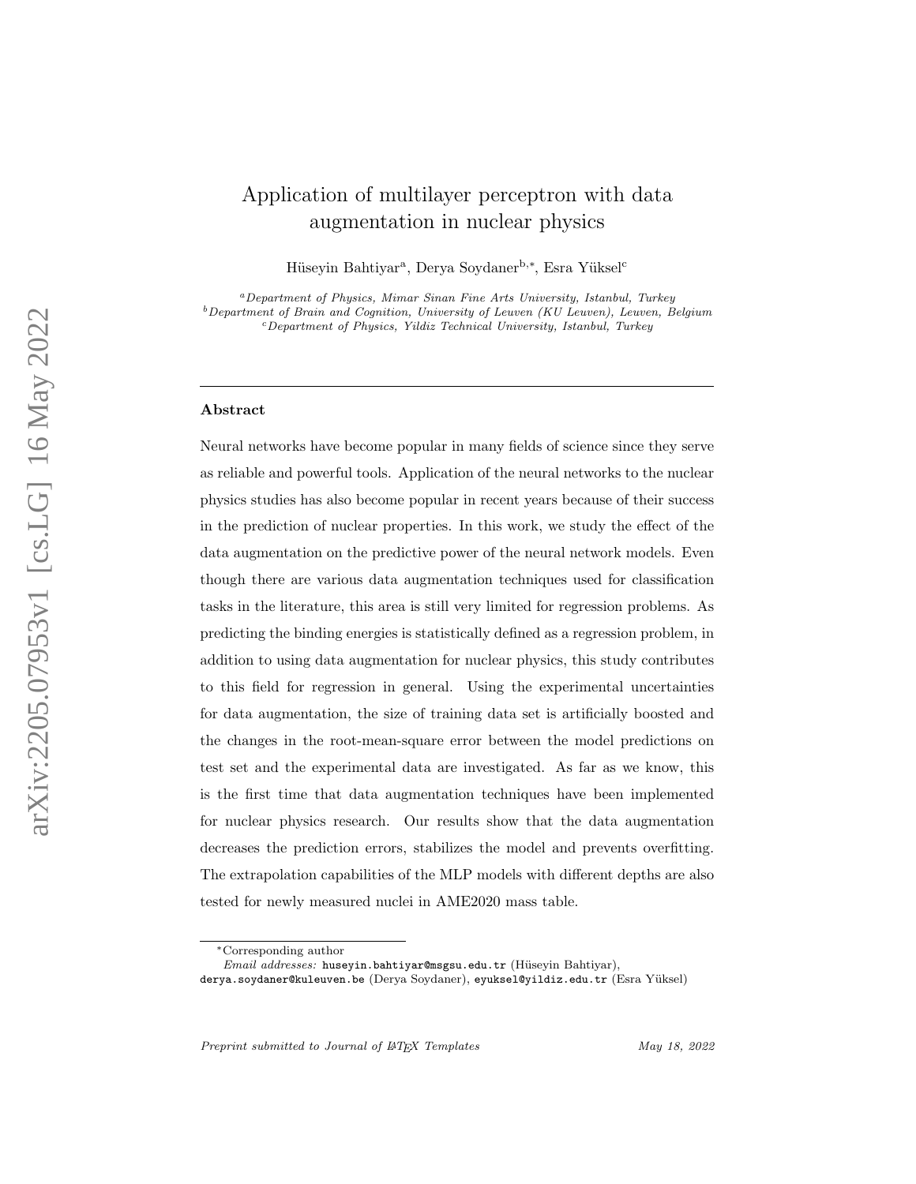# Application of multilayer perceptron with data augmentation in nuclear physics

Hüseyin Bahtiyar[a], Derya Soydaner[b,*], Esra Yüksel[c]

[a]*Department of Physics, Mimar Sinan Fine Arts University, Istanbul, Turkey*
[b]*Department of Brain and Cognition, University of Leuven (KU Leuven), Leuven, Belgium*
[c]*Department of Physics, Yildiz Technical University, Istanbul, Turkey*

---

## Abstract

Neural networks have become popular in many fields of science since they serve as reliable and powerful tools. Application of the neural networks to the nuclear physics studies has also become popular in recent years because of their success in the prediction of nuclear properties. In this work, we study the effect of the data augmentation on the predictive power of the neural network models. Even though there are various data augmentation techniques used for classification tasks in the literature, this area is still very limited for regression problems. As predicting the binding energies is statistically defined as a regression problem, in addition to using data augmentation for nuclear physics, this study contributes to this field for regression in general. Using the experimental uncertainties for data augmentation, the size of training data set is artificially boosted and the changes in the root-mean-square error between the model predictions on test set and the experimental data are investigated. As far as we know, this is the first time that data augmentation techniques have been implemented for nuclear physics research. Our results show that the data augmentation decreases the prediction errors, stabilizes the model and prevents overfitting. The extrapolation capabilities of the MLP models with different depths are also tested for newly measured nuclei in AME2020 mass table.

---

*Corresponding author

*Email addresses:* huseyin.bahtiyar@msgsu.edu.tr (Hüseyin Bahtiyar), derya.soydaner@kuleuven.be (Derya Soydaner), eyuksel@yildiz.edu.tr (Esra Yüksel)

*Preprint submitted to Journal of LaTeX Templates* *May 18, 2022*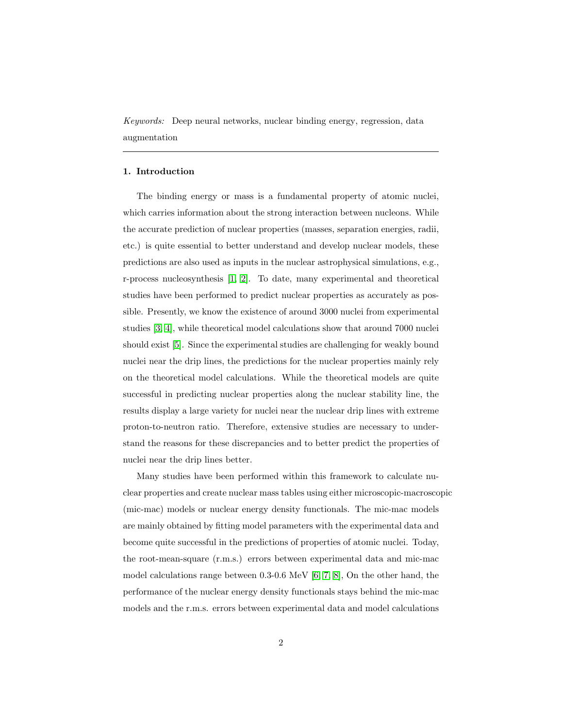*Keywords:* Deep neural networks, nuclear binding energy, regression, data augmentation

---

## 1. Introduction

The binding energy or mass is a fundamental property of atomic nuclei, which carries information about the strong interaction between nucleons. While the accurate prediction of nuclear properties (masses, separation energies, radii, etc.) is quite essential to better understand and develop nuclear models, these predictions are also used as inputs in the nuclear astrophysical simulations, e.g., r-process nucleosynthesis [1, 2]. To date, many experimental and theoretical studies have been performed to predict nuclear properties as accurately as possible. Presently, we know the existence of around 3000 nuclei from experimental studies [3, 4], while theoretical model calculations show that around 7000 nuclei should exist [5]. Since the experimental studies are challenging for weakly bound nuclei near the drip lines, the predictions for the nuclear properties mainly rely on the theoretical model calculations. While the theoretical models are quite successful in predicting nuclear properties along the nuclear stability line, the results display a large variety for nuclei near the nuclear drip lines with extreme proton-to-neutron ratio. Therefore, extensive studies are necessary to understand the reasons for these discrepancies and to better predict the properties of nuclei near the drip lines better.

Many studies have been performed within this framework to calculate nuclear properties and create nuclear mass tables using either microscopic-macroscopic (mic-mac) models or nuclear energy density functionals. The mic-mac models are mainly obtained by fitting model parameters with the experimental data and become quite successful in the predictions of properties of atomic nuclei. Today, the root-mean-square (r.m.s.) errors between experimental data and mic-mac model calculations range between 0.3-0.6 MeV [6, 7, 8], On the other hand, the performance of the nuclear energy density functionals stays behind the mic-mac models and the r.m.s. errors between experimental data and model calculations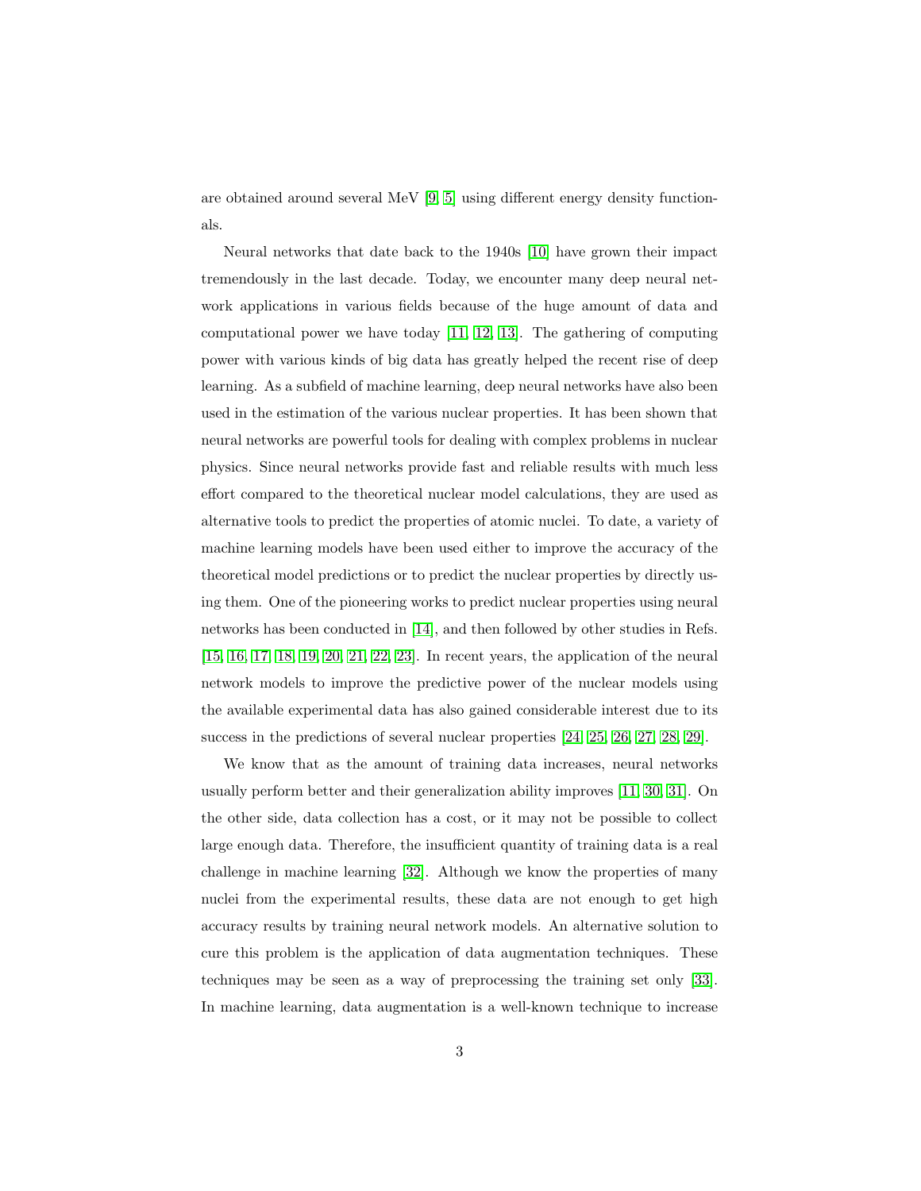are obtained around several MeV [9, 5] using different energy density functionals.

Neural networks that date back to the 1940s [10] have grown their impact tremendously in the last decade. Today, we encounter many deep neural network applications in various fields because of the huge amount of data and computational power we have today [11, 12, 13]. The gathering of computing power with various kinds of big data has greatly helped the recent rise of deep learning. As a subfield of machine learning, deep neural networks have also been used in the estimation of the various nuclear properties. It has been shown that neural networks are powerful tools for dealing with complex problems in nuclear physics. Since neural networks provide fast and reliable results with much less effort compared to the theoretical nuclear model calculations, they are used as alternative tools to predict the properties of atomic nuclei. To date, a variety of machine learning models have been used either to improve the accuracy of the theoretical model predictions or to predict the nuclear properties by directly using them. One of the pioneering works to predict nuclear properties using neural networks has been conducted in [14], and then followed by other studies in Refs. [15, 16, 17, 18, 19, 20, 21, 22, 23]. In recent years, the application of the neural network models to improve the predictive power of the nuclear models using the available experimental data has also gained considerable interest due to its success in the predictions of several nuclear properties [24, 25, 26, 27, 28, 29].

We know that as the amount of training data increases, neural networks usually perform better and their generalization ability improves [11, 30, 31]. On the other side, data collection has a cost, or it may not be possible to collect large enough data. Therefore, the insufficient quantity of training data is a real challenge in machine learning [32]. Although we know the properties of many nuclei from the experimental results, these data are not enough to get high accuracy results by training neural network models. An alternative solution to cure this problem is the application of data augmentation techniques. These techniques may be seen as a way of preprocessing the training set only [33]. In machine learning, data augmentation is a well-known technique to increase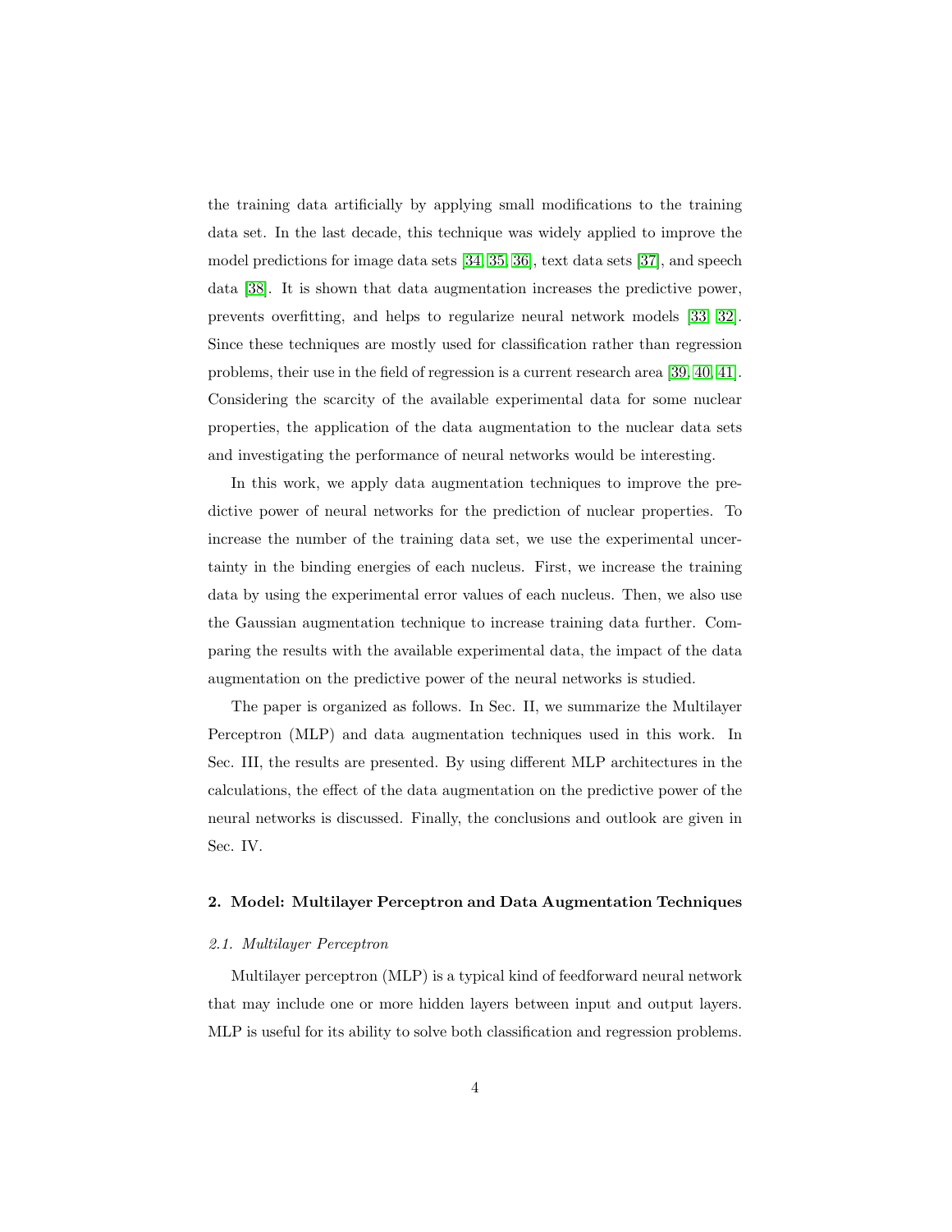the training data artificially by applying small modifications to the training data set. In the last decade, this technique was widely applied to improve the model predictions for image data sets [34, 35, 36], text data sets [37], and speech data [38]. It is shown that data augmentation increases the predictive power, prevents overfitting, and helps to regularize neural network models [33, 32]. Since these techniques are mostly used for classification rather than regression problems, their use in the field of regression is a current research area [39, 40, 41]. Considering the scarcity of the available experimental data for some nuclear properties, the application of the data augmentation to the nuclear data sets and investigating the performance of neural networks would be interesting.

In this work, we apply data augmentation techniques to improve the predictive power of neural networks for the prediction of nuclear properties. To increase the number of the training data set, we use the experimental uncertainty in the binding energies of each nucleus. First, we increase the training data by using the experimental error values of each nucleus. Then, we also use the Gaussian augmentation technique to increase training data further. Comparing the results with the available experimental data, the impact of the data augmentation on the predictive power of the neural networks is studied.

The paper is organized as follows. In Sec. II, we summarize the Multilayer Perceptron (MLP) and data augmentation techniques used in this work. In Sec. III, the results are presented. By using different MLP architectures in the calculations, the effect of the data augmentation on the predictive power of the neural networks is discussed. Finally, the conclusions and outlook are given in Sec. IV.

## 2. Model: Multilayer Perceptron and Data Augmentation Techniques

### *2.1. Multilayer Perceptron*

Multilayer perceptron (MLP) is a typical kind of feedforward neural network that may include one or more hidden layers between input and output layers. MLP is useful for its ability to solve both classification and regression problems.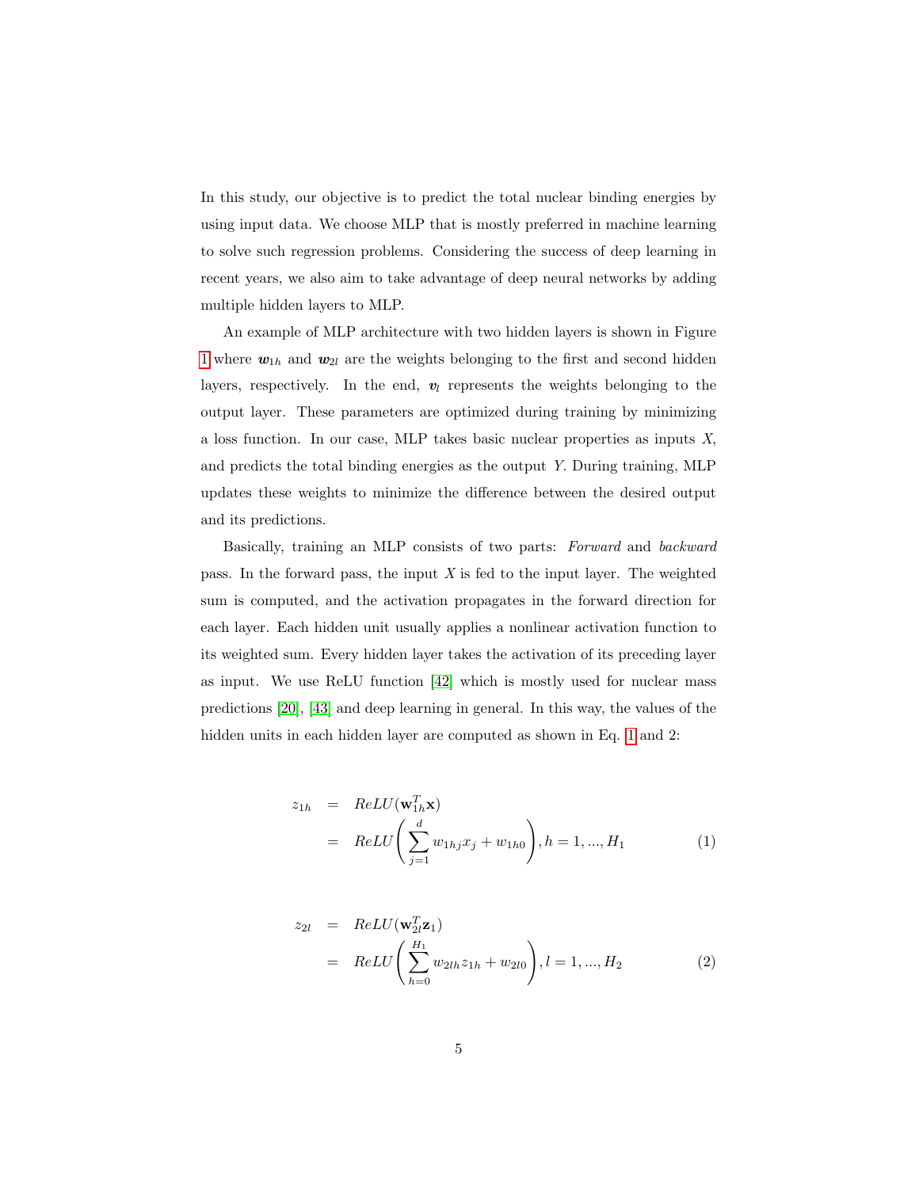In this study, our objective is to predict the total nuclear binding energies by using input data. We choose MLP that is mostly preferred in machine learning to solve such regression problems. Considering the success of deep learning in recent years, we also aim to take advantage of deep neural networks by adding multiple hidden layers to MLP.

An example of MLP architecture with two hidden layers is shown in Figure 1 where $\boldsymbol{w}_{1h}$ and $\boldsymbol{w}_{2l}$ are the weights belonging to the first and second hidden layers, respectively. In the end, $\boldsymbol{v}_l$ represents the weights belonging to the output layer. These parameters are optimized during training by minimizing a loss function. In our case, MLP takes basic nuclear properties as inputs $X$, and predicts the total binding energies as the output $Y$. During training, MLP updates these weights to minimize the difference between the desired output and its predictions.

Basically, training an MLP consists of two parts: *Forward* and *backward* pass. In the forward pass, the input $X$ is fed to the input layer. The weighted sum is computed, and the activation propagates in the forward direction for each layer. Each hidden unit usually applies a nonlinear activation function to its weighted sum. Every hidden layer takes the activation of its preceding layer as input. We use ReLU function [42] which is mostly used for nuclear mass predictions [20], [43] and deep learning in general. In this way, the values of the hidden units in each hidden layer are computed as shown in Eq. 1 and 2:

$$
\begin{aligned}
z_{1h} &= ReLU(\mathbf{w}_{1h}^T \mathbf{x}) \\
&= ReLU\left( \sum_{j=1}^{d} w_{1hj} x_j + w_{1h0} \right), h = 1, ..., H_1
\end{aligned}
\tag{1}
$$

$$
\begin{aligned}
z_{2l} &= ReLU(\mathbf{w}_{2l}^T \mathbf{z}_1) \\
&= ReLU\left( \sum_{h=0}^{H_1} w_{2lh} z_{1h} + w_{2l0} \right), l = 1, ..., H_2
\end{aligned}
\tag{2}
$$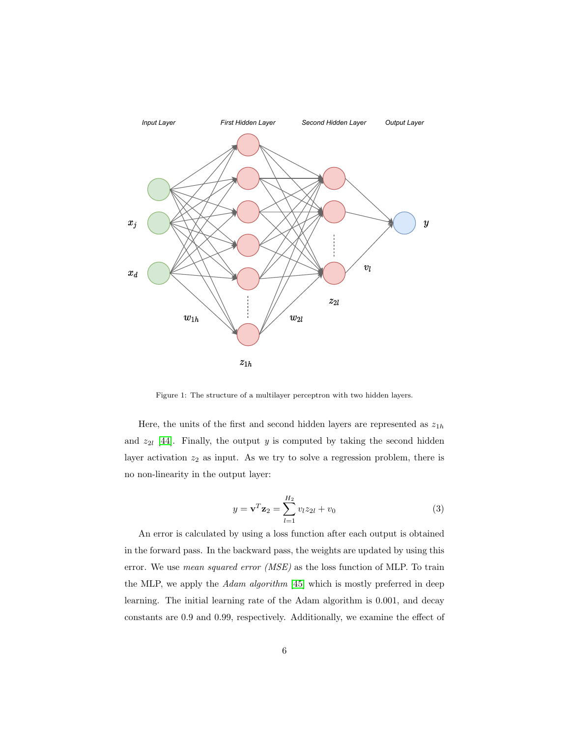Figure 1: The structure of a multilayer perceptron with two hidden layers.

Here, the units of the first and second hidden layers are represented as $z_{1h}$ and $z_{2l}$ [44]. Finally, the output $y$ is computed by taking the second hidden layer activation $z_2$ as input. As we try to solve a regression problem, there is no non-linearity in the output layer:

$$y = \mathbf{v}^T \mathbf{z}_2 = \sum_{l=1}^{H_2} v_l z_{2l} + v_0 \tag{3}$$

An error is calculated by using a loss function after each output is obtained in the forward pass. In the backward pass, the weights are updated by using this error. We use *mean squared error (MSE)* as the loss function of MLP. To train the MLP, we apply the *Adam algorithm* [45] which is mostly preferred in deep learning. The initial learning rate of the Adam algorithm is 0.001, and decay constants are 0.9 and 0.99, respectively. Additionally, we examine the effect of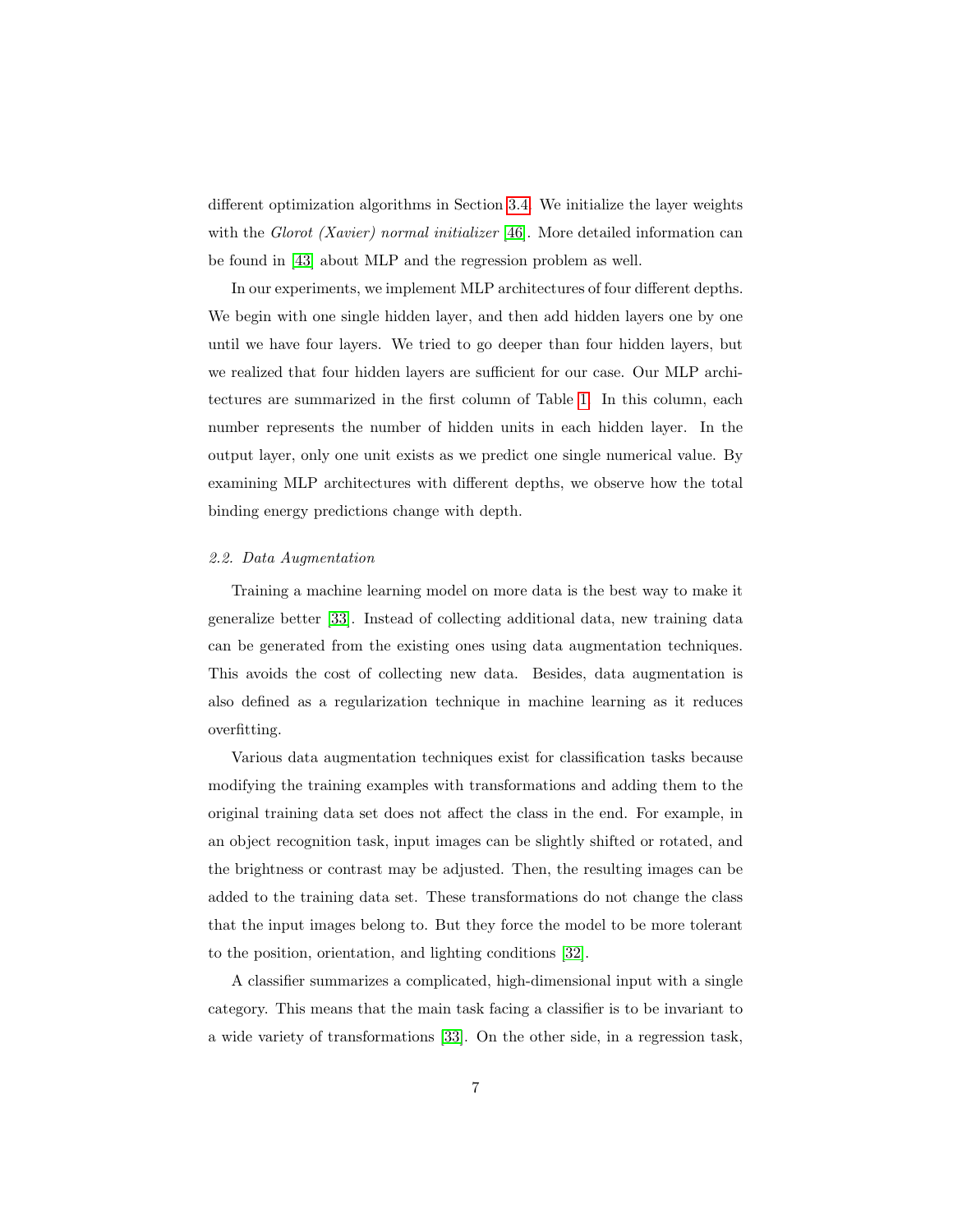different optimization algorithms in Section 3.4. We initialize the layer weights with the *Glorot (Xavier) normal initializer* [46]. More detailed information can be found in [43] about MLP and the regression problem as well.

In our experiments, we implement MLP architectures of four different depths. We begin with one single hidden layer, and then add hidden layers one by one until we have four layers. We tried to go deeper than four hidden layers, but we realized that four hidden layers are sufficient for our case. Our MLP architectures are summarized in the first column of Table 1. In this column, each number represents the number of hidden units in each hidden layer. In the output layer, only one unit exists as we predict one single numerical value. By examining MLP architectures with different depths, we observe how the total binding energy predictions change with depth.

### *2.2. Data Augmentation*

Training a machine learning model on more data is the best way to make it generalize better [33]. Instead of collecting additional data, new training data can be generated from the existing ones using data augmentation techniques. This avoids the cost of collecting new data. Besides, data augmentation is also defined as a regularization technique in machine learning as it reduces overfitting.

Various data augmentation techniques exist for classification tasks because modifying the training examples with transformations and adding them to the original training data set does not affect the class in the end. For example, in an object recognition task, input images can be slightly shifted or rotated, and the brightness or contrast may be adjusted. Then, the resulting images can be added to the training data set. These transformations do not change the class that the input images belong to. But they force the model to be more tolerant to the position, orientation, and lighting conditions [32].

A classifier summarizes a complicated, high-dimensional input with a single category. This means that the main task facing a classifier is to be invariant to a wide variety of transformations [33]. On the other side, in a regression task,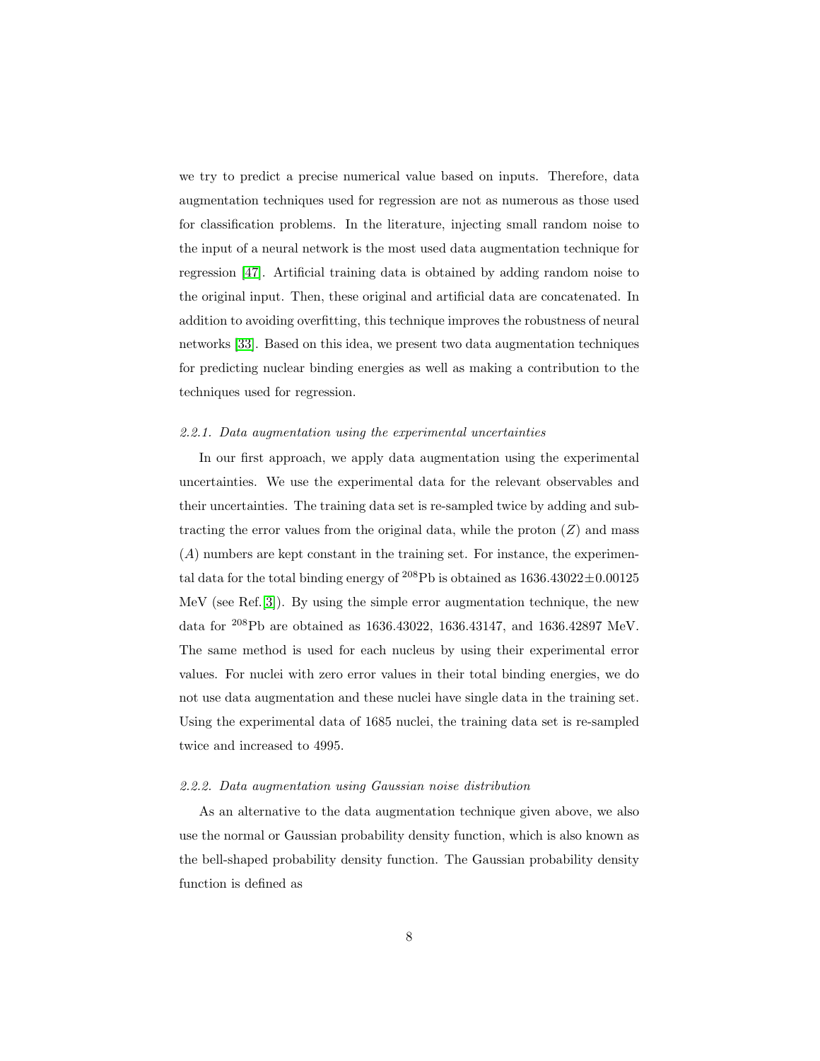we try to predict a precise numerical value based on inputs. Therefore, data augmentation techniques used for regression are not as numerous as those used for classification problems. In the literature, injecting small random noise to the input of a neural network is the most used data augmentation technique for regression [47]. Artificial training data is obtained by adding random noise to the original input. Then, these original and artificial data are concatenated. In addition to avoiding overfitting, this technique improves the robustness of neural networks [33]. Based on this idea, we present two data augmentation techniques for predicting nuclear binding energies as well as making a contribution to the techniques used for regression.

#### *2.2.1. Data augmentation using the experimental uncertainties*

In our first approach, we apply data augmentation using the experimental uncertainties. We use the experimental data for the relevant observables and their uncertainties. The training data set is re-sampled twice by adding and subtracting the error values from the original data, while the proton ($Z$) and mass ($A$) numbers are kept constant in the training set. For instance, the experimental data for the total binding energy of $^{208}$Pb is obtained as $1636.43022 \pm 0.00125$ MeV (see Ref.[3]). By using the simple error augmentation technique, the new data for $^{208}$Pb are obtained as 1636.43022, 1636.43147, and 1636.42897 MeV. The same method is used for each nucleus by using their experimental error values. For nuclei with zero error values in their total binding energies, we do not use data augmentation and these nuclei have single data in the training set. Using the experimental data of 1685 nuclei, the training data set is re-sampled twice and increased to 4995.

#### *2.2.2. Data augmentation using Gaussian noise distribution*

As an alternative to the data augmentation technique given above, we also use the normal or Gaussian probability density function, which is also known as the bell-shaped probability density function. The Gaussian probability density function is defined as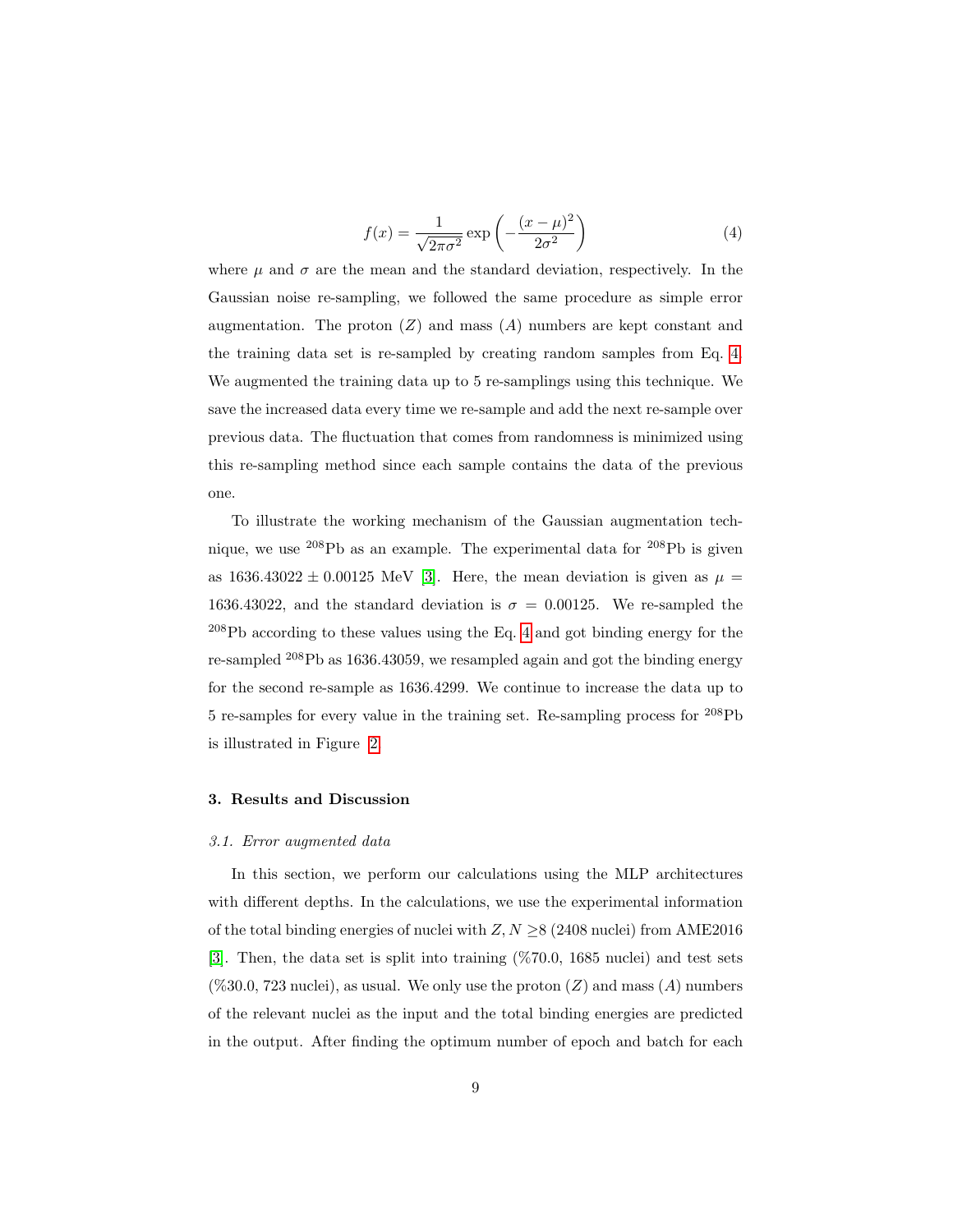$$f(x) = \frac{1}{\sqrt{2\pi\sigma^2}} \exp\left(-\frac{(x-\mu)^2}{2\sigma^2}\right) \tag{4}$$

where $\mu$ and $\sigma$ are the mean and the standard deviation, respectively. In the Gaussian noise re-sampling, we followed the same procedure as simple error augmentation. The proton ($Z$) and mass ($A$) numbers are kept constant and the training data set is re-sampled by creating random samples from Eq. 4. We augmented the training data up to 5 re-samplings using this technique. We save the increased data every time we re-sample and add the next re-sample over previous data. The fluctuation that comes from randomness is minimized using this re-sampling method since each sample contains the data of the previous one.

To illustrate the working mechanism of the Gaussian augmentation technique, we use $^{208}$Pb as an example. The experimental data for $^{208}$Pb is given as $1636.43022 \pm 0.00125$ MeV [3]. Here, the mean deviation is given as $\mu = 1636.43022$, and the standard deviation is $\sigma = 0.00125$. We re-sampled the $^{208}$Pb according to these values using the Eq. 4 and got binding energy for the re-sampled $^{208}$Pb as 1636.43059, we resampled again and got the binding energy for the second re-sample as 1636.4299. We continue to increase the data up to 5 re-samples for every value in the training set. Re-sampling process for $^{208}$Pb is illustrated in Figure 2.

## 3. Results and Discussion

### *3.1. Error augmented data*

In this section, we perform our calculations using the MLP architectures with different depths. In the calculations, we use the experimental information of the total binding energies of nuclei with $Z, N \geq 8$ (2408 nuclei) from AME2016 [3]. Then, the data set is split into training (%70.0, 1685 nuclei) and test sets (%30.0, 723 nuclei), as usual. We only use the proton ($Z$) and mass ($A$) numbers of the relevant nuclei as the input and the total binding energies are predicted in the output. After finding the optimum number of epoch and batch for each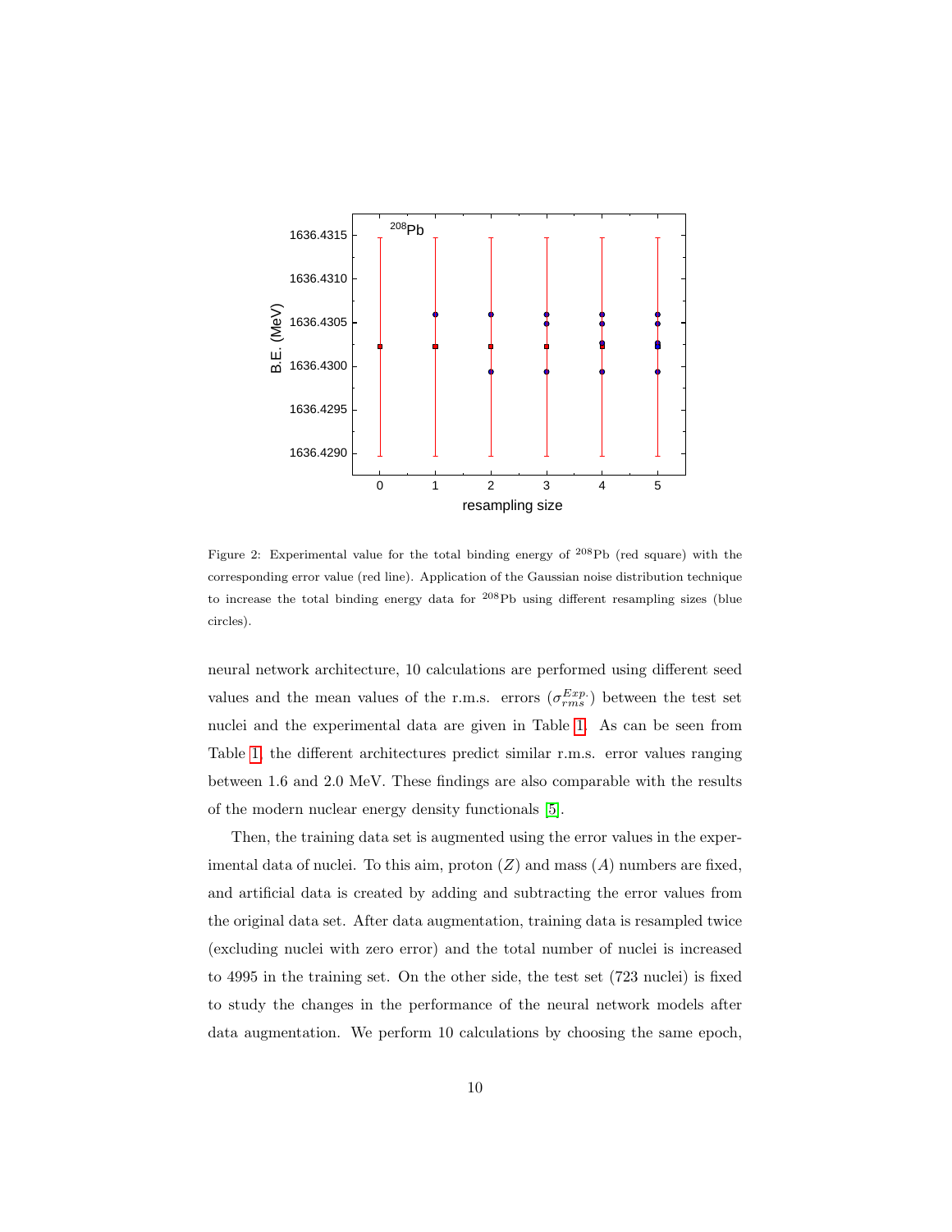Figure 2: Experimental value for the total binding energy of $^{208}$Pb (red square) with the corresponding error value (red line). Application of the Gaussian noise distribution technique to increase the total binding energy data for $^{208}$Pb using different resampling sizes (blue circles).

neural network architecture, 10 calculations are performed using different seed values and the mean values of the r.m.s. errors ($\sigma_{rms}^{Exp.}$) between the test set nuclei and the experimental data are given in Table 1. As can be seen from Table 1, the different architectures predict similar r.m.s. error values ranging between 1.6 and 2.0 MeV. These findings are also comparable with the results of the modern nuclear energy density functionals [5].

Then, the training data set is augmented using the error values in the experimental data of nuclei. To this aim, proton ($Z$) and mass ($A$) numbers are fixed, and artificial data is created by adding and subtracting the error values from the original data set. After data augmentation, training data is resampled twice (excluding nuclei with zero error) and the total number of nuclei is increased to 4995 in the training set. On the other side, the test set (723 nuclei) is fixed to study the changes in the performance of the neural network models after data augmentation. We perform 10 calculations by choosing the same epoch,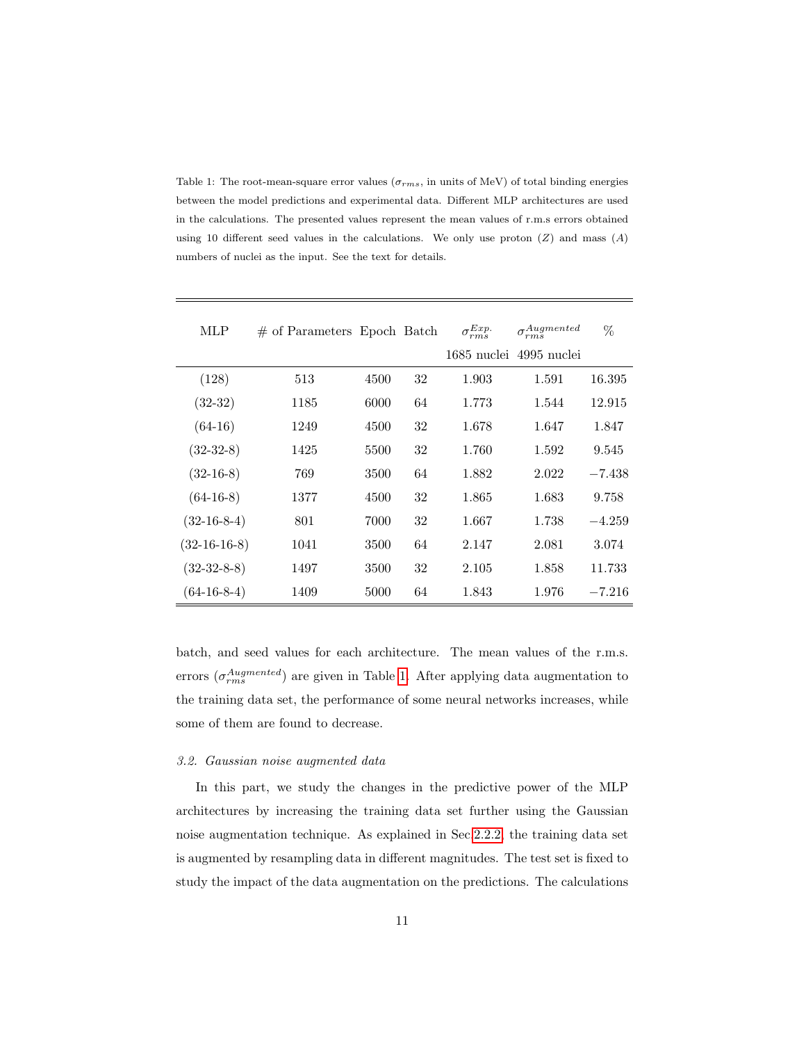Table 1: The root-mean-square error values ($\sigma_{rms}$, in units of MeV) of total binding energies between the model predictions and experimental data. Different MLP architectures are used in the calculations. The presented values represent the mean values of r.m.s errors obtained using 10 different seed values in the calculations. We only use proton ($Z$) and mass ($A$) numbers of nuclei as the input. See the text for details.

| MLP | # of Parameters | Epoch | Batch | $\sigma_{rms}^{Exp.}$ 1685 nuclei | $\sigma_{rms}^{Augmented}$ 4995 nuclei | % |
|---|---|---|---|---|---|---|
| (128) | 513 | 4500 | 32 | 1.903 | 1.591 | 16.395 |
| (32-32) | 1185 | 6000 | 64 | 1.773 | 1.544 | 12.915 |
| (64-16) | 1249 | 4500 | 32 | 1.678 | 1.647 | 1.847 |
| (32-32-8) | 1425 | 5500 | 32 | 1.760 | 1.592 | 9.545 |
| (32-16-8) | 769 | 3500 | 64 | 1.882 | 2.022 | −7.438 |
| (64-16-8) | 1377 | 4500 | 32 | 1.865 | 1.683 | 9.758 |
| (32-16-8-4) | 801 | 7000 | 32 | 1.667 | 1.738 | −4.259 |
| (32-16-16-8) | 1041 | 3500 | 64 | 2.147 | 2.081 | 3.074 |
| (32-32-8-8) | 1497 | 3500 | 32 | 2.105 | 1.858 | 11.733 |
| (64-16-8-4) | 1409 | 5000 | 64 | 1.843 | 1.976 | −7.216 |

batch, and seed values for each architecture. The mean values of the r.m.s. errors ($\sigma_{rms}^{Augmented}$) are given in Table 1. After applying data augmentation to the training data set, the performance of some neural networks increases, while some of them are found to decrease.

### 3.2. Gaussian noise augmented data

In this part, we study the changes in the predictive power of the MLP architectures by increasing the training data set further using the Gaussian noise augmentation technique. As explained in Sec 2.2.2, the training data set is augmented by resampling data in different magnitudes. The test set is fixed to study the impact of the data augmentation on the predictions. The calculations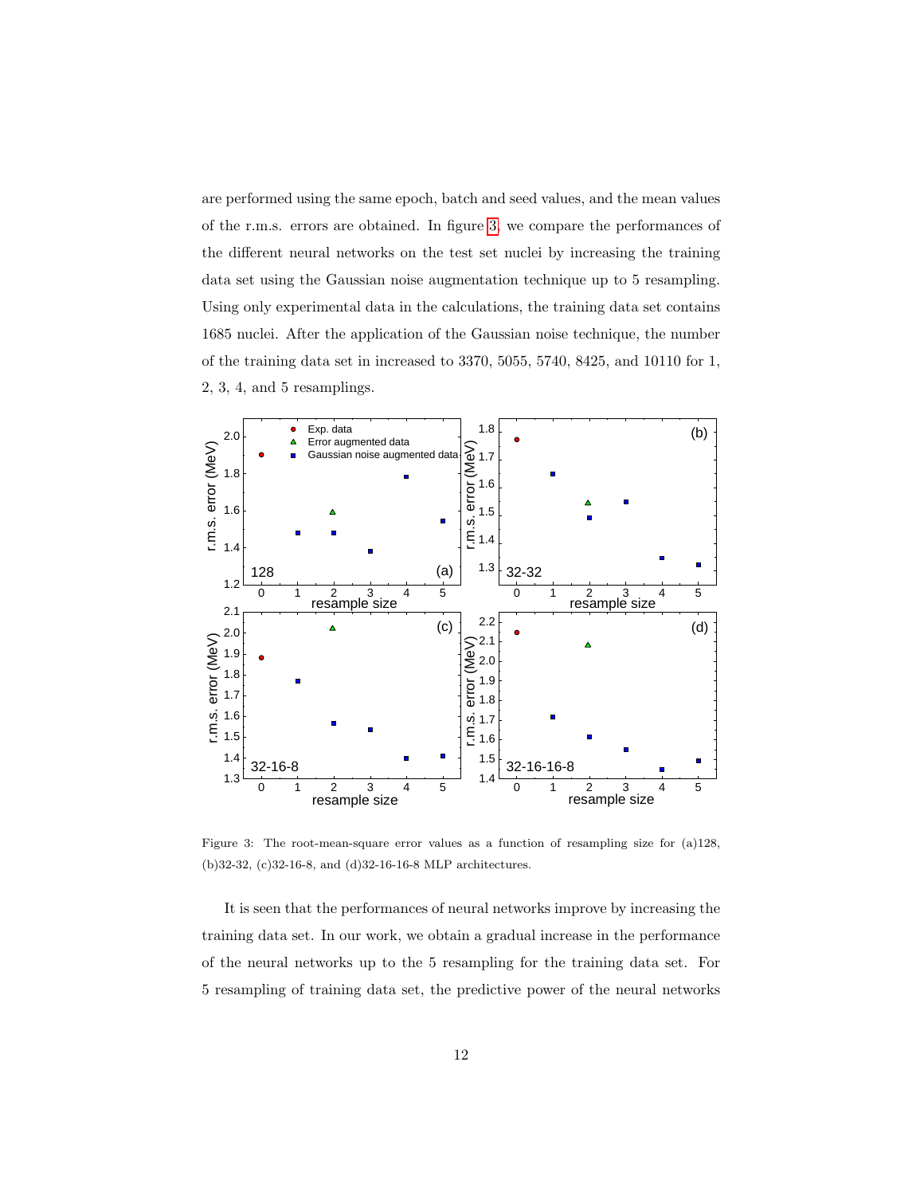are performed using the same epoch, batch and seed values, and the mean values of the r.m.s. errors are obtained. In figure 3, we compare the performances of the different neural networks on the test set nuclei by increasing the training data set using the Gaussian noise augmentation technique up to 5 resampling. Using only experimental data in the calculations, the training data set contains 1685 nuclei. After the application of the Gaussian noise technique, the number of the training data set in increased to 3370, 5055, 5740, 8425, and 10110 for 1, 2, 3, 4, and 5 resamplings.

Figure 3: The root-mean-square error values as a function of resampling size for (a)128, (b)32-32, (c)32-16-8, and (d)32-16-16-8 MLP architectures.

It is seen that the performances of neural networks improve by increasing the training data set. In our work, we obtain a gradual increase in the performance of the neural networks up to the 5 resampling for the training data set. For 5 resampling of training data set, the predictive power of the neural networks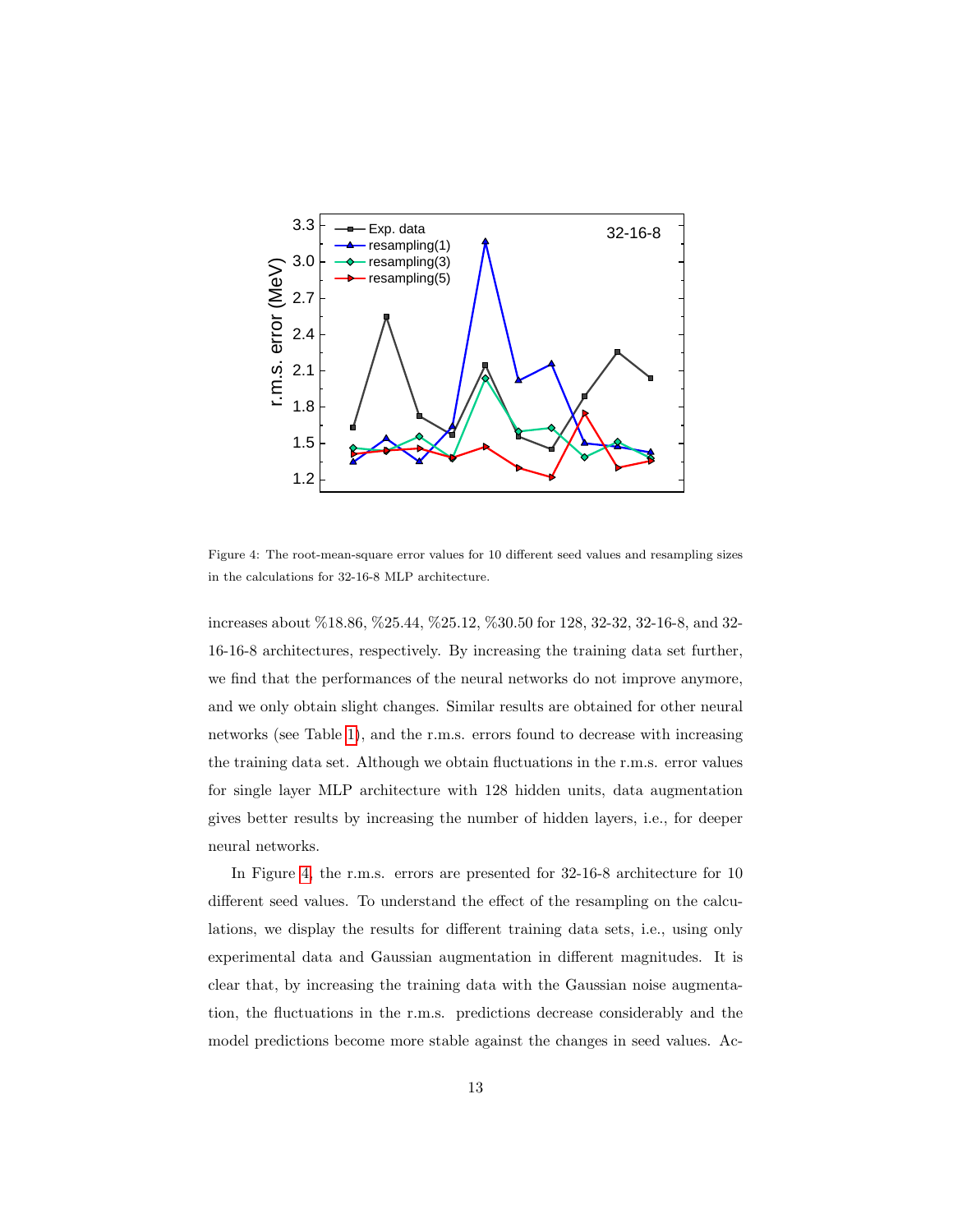Figure 4: The root-mean-square error values for 10 different seed values and resampling sizes in the calculations for 32-16-8 MLP architecture.

increases about %18.86, %25.44, %25.12, %30.50 for 128, 32-32, 32-16-8, and 32-16-16-8 architectures, respectively. By increasing the training data set further, we find that the performances of the neural networks do not improve anymore, and we only obtain slight changes. Similar results are obtained for other neural networks (see Table 1), and the r.m.s. errors found to decrease with increasing the training data set. Although we obtain fluctuations in the r.m.s. error values for single layer MLP architecture with 128 hidden units, data augmentation gives better results by increasing the number of hidden layers, i.e., for deeper neural networks.

In Figure 4, the r.m.s. errors are presented for 32-16-8 architecture for 10 different seed values. To understand the effect of the resampling on the calculations, we display the results for different training data sets, i.e., using only experimental data and Gaussian augmentation in different magnitudes. It is clear that, by increasing the training data with the Gaussian noise augmentation, the fluctuations in the r.m.s. predictions decrease considerably and the model predictions become more stable against the changes in seed values. Ac-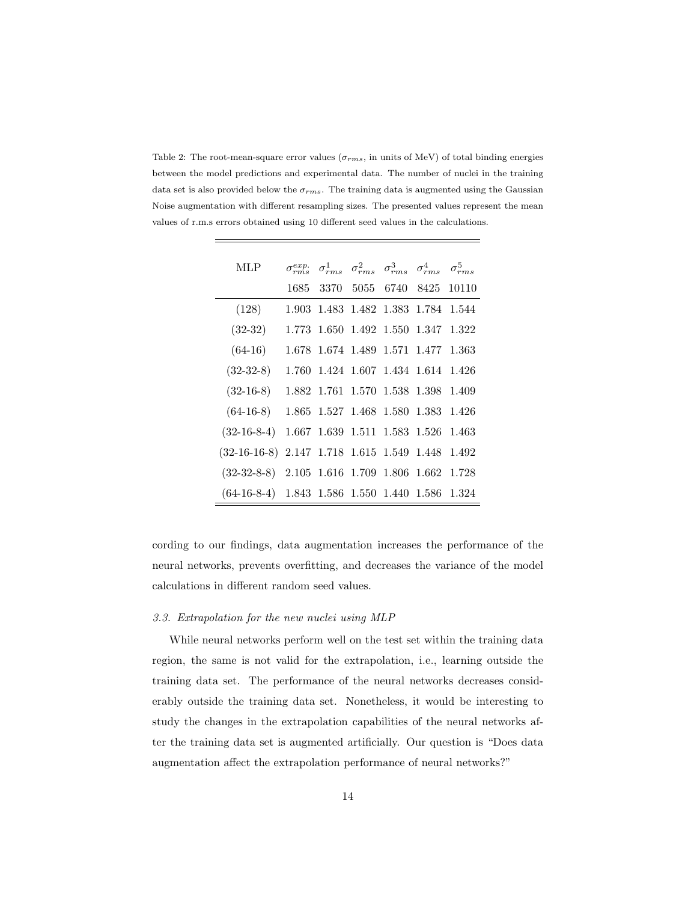Table 2: The root-mean-square error values ($\sigma_{rms}$, in units of MeV) of total binding energies between the model predictions and experimental data. The number of nuclei in the training data set is also provided below the $\sigma_{rms}$. The training data is augmented using the Gaussian Noise augmentation with different resampling sizes. The presented values represent the mean values of r.m.s errors obtained using 10 different seed values in the calculations.

| MLP | $\sigma_{rms}^{exp.}$ | $\sigma_{rms}^{1}$ | $\sigma_{rms}^{2}$ | $\sigma_{rms}^{3}$ | $\sigma_{rms}^{4}$ | $\sigma_{rms}^{5}$ |
|---|---|---|---|---|---|---|
| | 1685 | 3370 | 5055 | 6740 | 8425 | 10110 |
| (128) | 1.903 | 1.483 | 1.482 | 1.383 | 1.784 | 1.544 |
| (32-32) | 1.773 | 1.650 | 1.492 | 1.550 | 1.347 | 1.322 |
| (64-16) | 1.678 | 1.674 | 1.489 | 1.571 | 1.477 | 1.363 |
| (32-32-8) | 1.760 | 1.424 | 1.607 | 1.434 | 1.614 | 1.426 |
| (32-16-8) | 1.882 | 1.761 | 1.570 | 1.538 | 1.398 | 1.409 |
| (64-16-8) | 1.865 | 1.527 | 1.468 | 1.580 | 1.383 | 1.426 |
| (32-16-8-4) | 1.667 | 1.639 | 1.511 | 1.583 | 1.526 | 1.463 |
| (32-16-16-8) | 2.147 | 1.718 | 1.615 | 1.549 | 1.448 | 1.492 |
| (32-32-8-8) | 2.105 | 1.616 | 1.709 | 1.806 | 1.662 | 1.728 |
| (64-16-8-4) | 1.843 | 1.586 | 1.550 | 1.440 | 1.586 | 1.324 |

cording to our findings, data augmentation increases the performance of the neural networks, prevents overfitting, and decreases the variance of the model calculations in different random seed values.

### 3.3. Extrapolation for the new nuclei using MLP

While neural networks perform well on the test set within the training data region, the same is not valid for the extrapolation, i.e., learning outside the training data set. The performance of the neural networks decreases considerably outside the training data set. Nonetheless, it would be interesting to study the changes in the extrapolation capabilities of the neural networks after the training data set is augmented artificially. Our question is "Does data augmentation affect the extrapolation performance of neural networks?"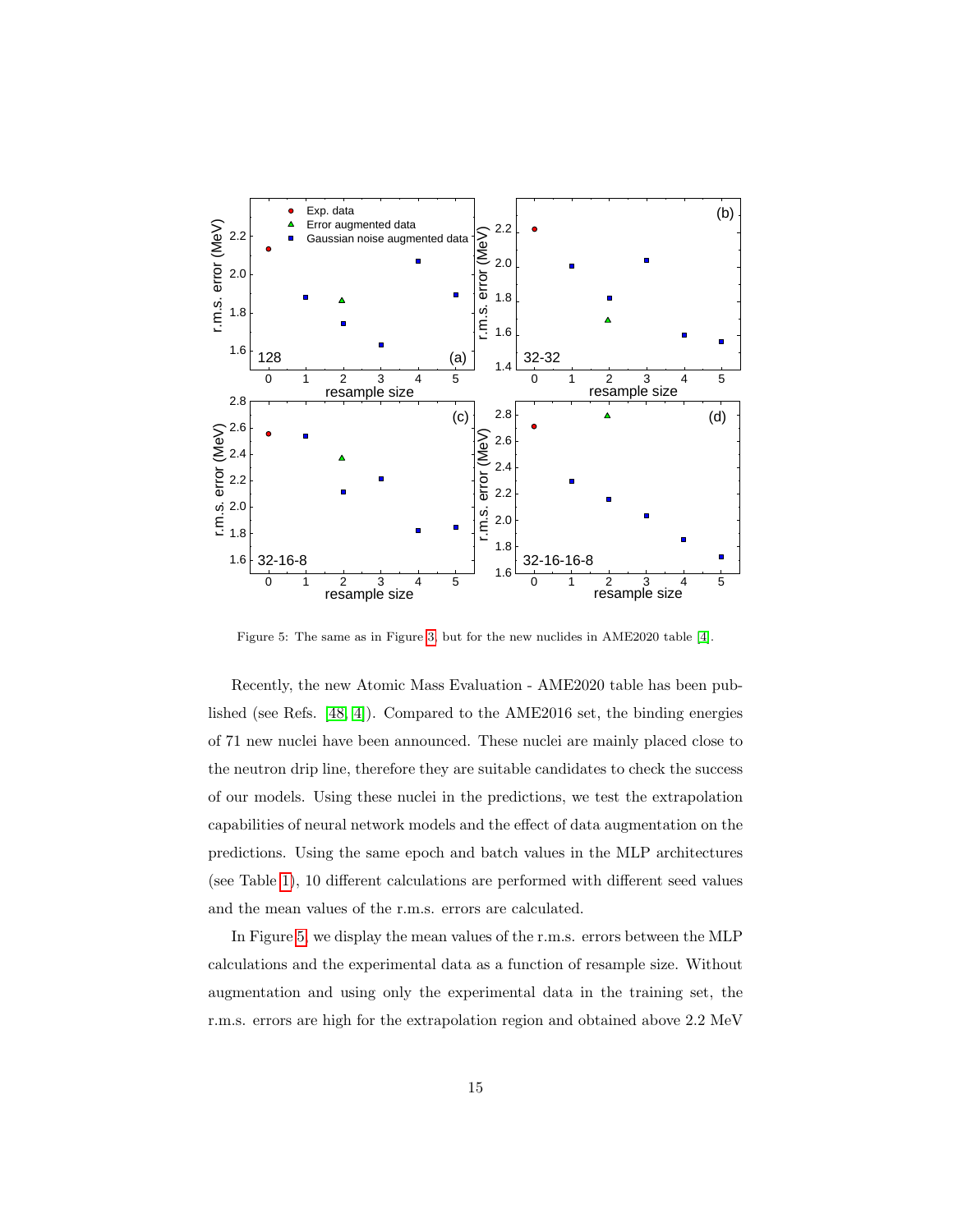Figure 5: The same as in Figure 3, but for the new nuclides in AME2020 table [4].

Recently, the new Atomic Mass Evaluation - AME2020 table has been published (see Refs. [48, 4]). Compared to the AME2016 set, the binding energies of 71 new nuclei have been announced. These nuclei are mainly placed close to the neutron drip line, therefore they are suitable candidates to check the success of our models. Using these nuclei in the predictions, we test the extrapolation capabilities of neural network models and the effect of data augmentation on the predictions. Using the same epoch and batch values in the MLP architectures (see Table 1), 10 different calculations are performed with different seed values and the mean values of the r.m.s. errors are calculated.

In Figure 5, we display the mean values of the r.m.s. errors between the MLP calculations and the experimental data as a function of resample size. Without augmentation and using only the experimental data in the training set, the r.m.s. errors are high for the extrapolation region and obtained above 2.2 MeV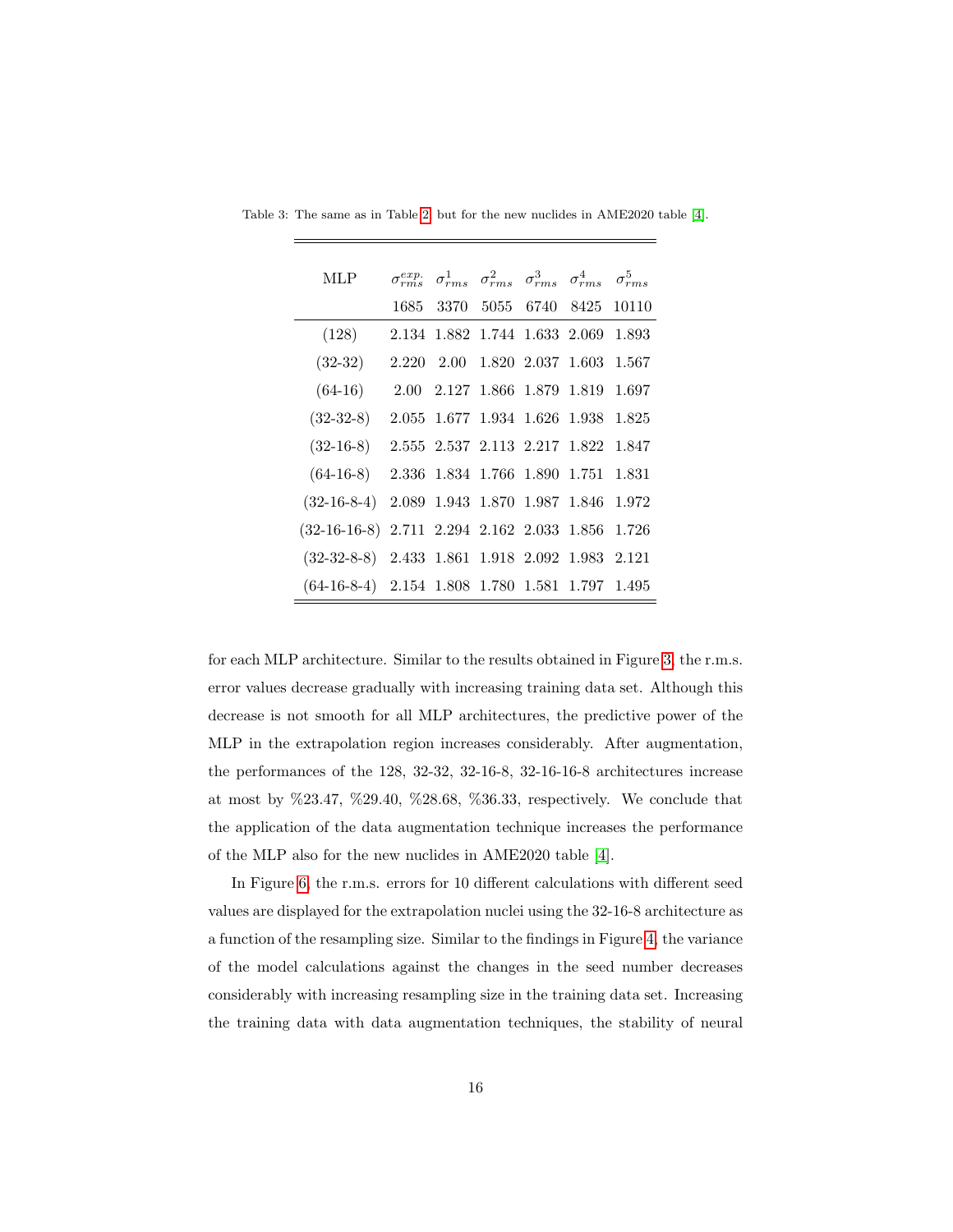Table 3: The same as in Table 2, but for the new nuclides in AME2020 table [4].

| MLP | $\sigma_{rms}^{exp.}$ | $\sigma_{rms}^{1}$ | $\sigma_{rms}^{2}$ | $\sigma_{rms}^{3}$ | $\sigma_{rms}^{4}$ | $\sigma_{rms}^{5}$ |
|---|---|---|---|---|---|---|
| | 1685 | 3370 | 5055 | 6740 | 8425 | 10110 |
| (128) | 2.134 | 1.882 | 1.744 | 1.633 | 2.069 | 1.893 |
| (32-32) | 2.220 | 2.00 | 1.820 | 2.037 | 1.603 | 1.567 |
| (64-16) | 2.00 | 2.127 | 1.866 | 1.879 | 1.819 | 1.697 |
| (32-32-8) | 2.055 | 1.677 | 1.934 | 1.626 | 1.938 | 1.825 |
| (32-16-8) | 2.555 | 2.537 | 2.113 | 2.217 | 1.822 | 1.847 |
| (64-16-8) | 2.336 | 1.834 | 1.766 | 1.890 | 1.751 | 1.831 |
| (32-16-8-4) | 2.089 | 1.943 | 1.870 | 1.987 | 1.846 | 1.972 |
| (32-16-16-8) | 2.711 | 2.294 | 2.162 | 2.033 | 1.856 | 1.726 |
| (32-32-8-8) | 2.433 | 1.861 | 1.918 | 2.092 | 1.983 | 2.121 |
| (64-16-8-4) | 2.154 | 1.808 | 1.780 | 1.581 | 1.797 | 1.495 |

for each MLP architecture. Similar to the results obtained in Figure 3, the r.m.s. error values decrease gradually with increasing training data set. Although this decrease is not smooth for all MLP architectures, the predictive power of the MLP in the extrapolation region increases considerably. After augmentation, the performances of the 128, 32-32, 32-16-8, 32-16-16-8 architectures increase at most by %23.47, %29.40, %28.68, %36.33, respectively. We conclude that the application of the data augmentation technique increases the performance of the MLP also for the new nuclides in AME2020 table [4].

In Figure 6, the r.m.s. errors for 10 different calculations with different seed values are displayed for the extrapolation nuclei using the 32-16-8 architecture as a function of the resampling size. Similar to the findings in Figure 4, the variance of the model calculations against the changes in the seed number decreases considerably with increasing resampling size in the training data set. Increasing the training data with data augmentation techniques, the stability of neural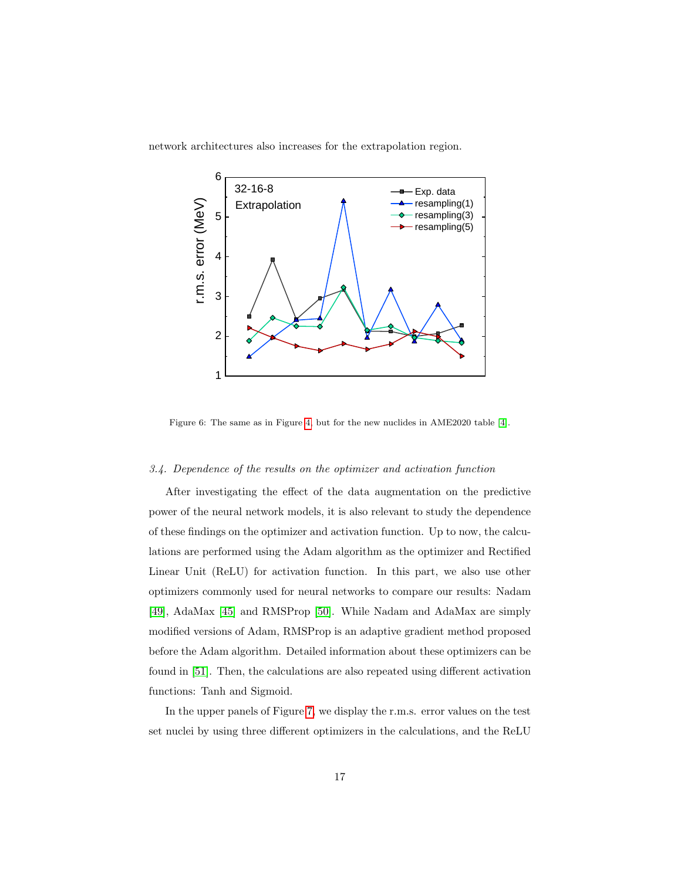network architectures also increases for the extrapolation region.

Figure 6: The same as in Figure 4 but for the new nuclides in AME2020 table [4].

### 3.4. Dependence of the results on the optimizer and activation function

After investigating the effect of the data augmentation on the predictive power of the neural network models, it is also relevant to study the dependence of these findings on the optimizer and activation function. Up to now, the calculations are performed using the Adam algorithm as the optimizer and Rectified Linear Unit (ReLU) for activation function. In this part, we also use other optimizers commonly used for neural networks to compare our results: Nadam [49], AdaMax [45] and RMSProp [50]. While Nadam and AdaMax are simply modified versions of Adam, RMSProp is an adaptive gradient method proposed before the Adam algorithm. Detailed information about these optimizers can be found in [51]. Then, the calculations are also repeated using different activation functions: Tanh and Sigmoid.

In the upper panels of Figure 7, we display the r.m.s. error values on the test set nuclei by using three different optimizers in the calculations, and the ReLU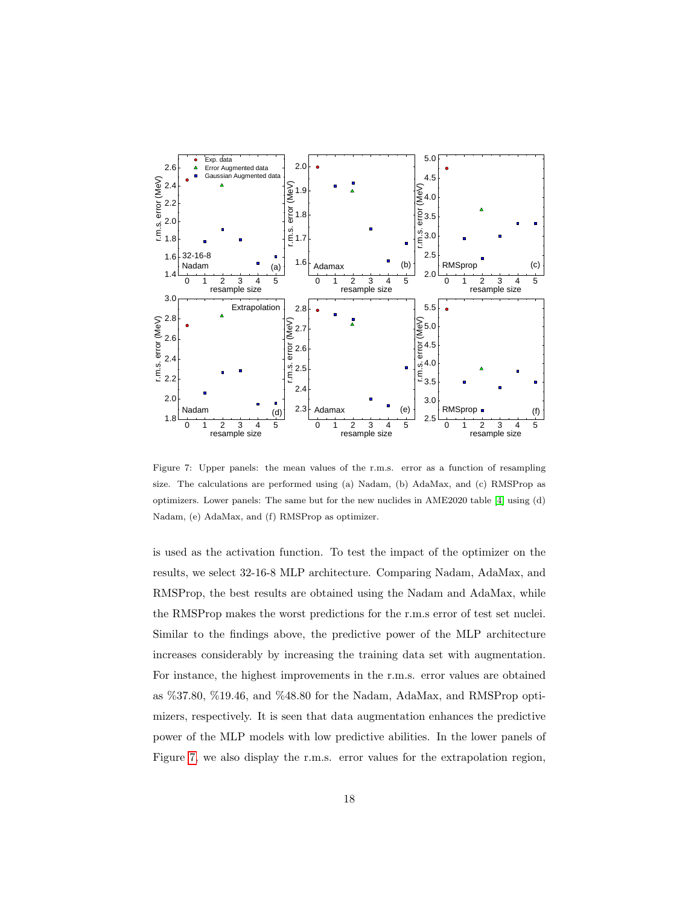Figure 7: Upper panels: the mean values of the r.m.s. error as a function of resampling size. The calculations are performed using (a) Nadam, (b) AdaMax, and (c) RMSProp as optimizers. Lower panels: The same but for the new nuclides in AME2020 table [4] using (d) Nadam, (e) AdaMax, and (f) RMSProp as optimizer.

is used as the activation function. To test the impact of the optimizer on the results, we select 32-16-8 MLP architecture. Comparing Nadam, AdaMax, and RMSProp, the best results are obtained using the Nadam and AdaMax, while the RMSProp makes the worst predictions for the r.m.s error of test set nuclei. Similar to the findings above, the predictive power of the MLP architecture increases considerably by increasing the training data set with augmentation. For instance, the highest improvements in the r.m.s. error values are obtained as %37.80, %19.46, and %48.80 for the Nadam, AdaMax, and RMSProp optimizers, respectively. It is seen that data augmentation enhances the predictive power of the MLP models with low predictive abilities. In the lower panels of Figure 7, we also display the r.m.s. error values for the extrapolation region,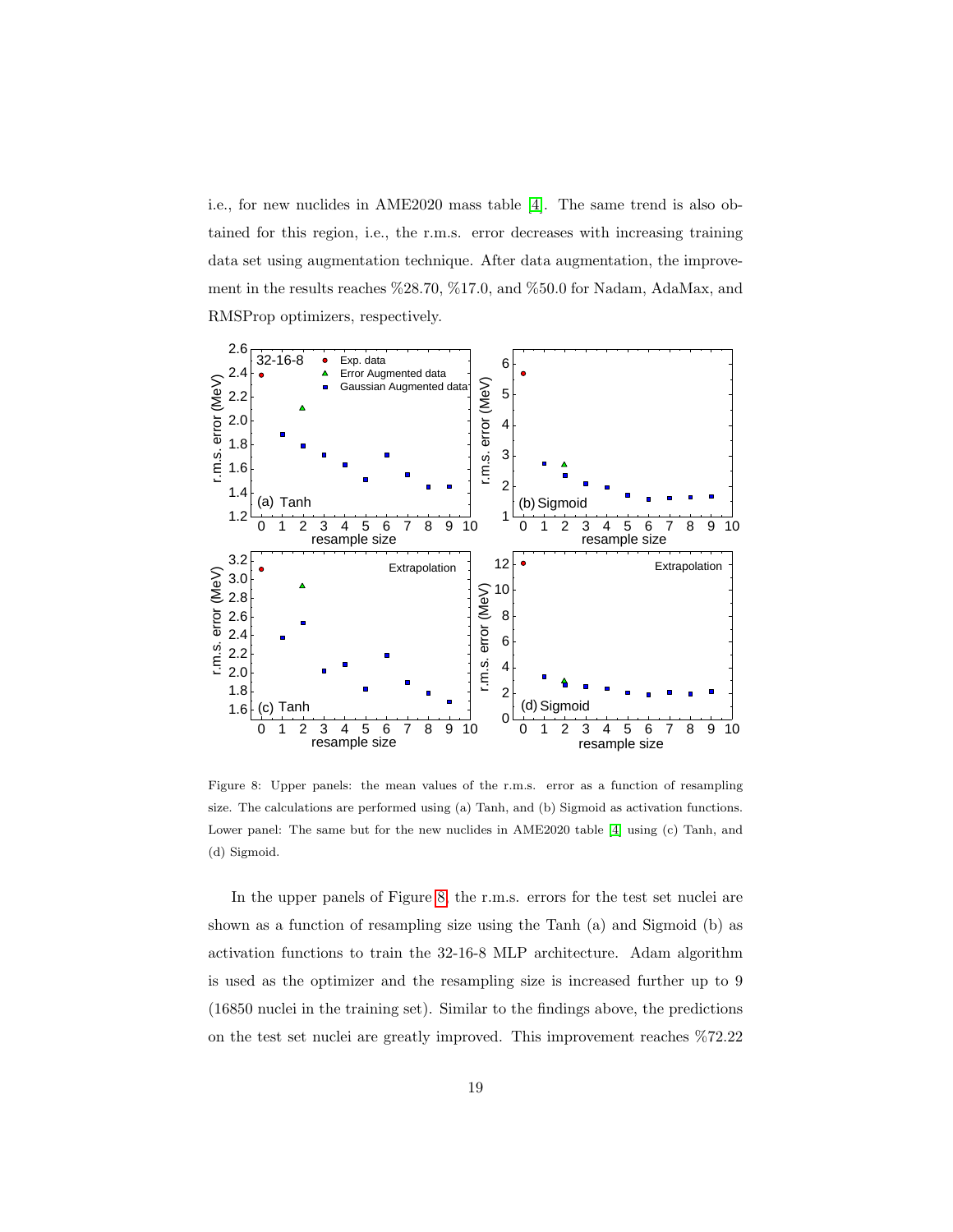i.e., for new nuclides in AME2020 mass table [4]. The same trend is also obtained for this region, i.e., the r.m.s. error decreases with increasing training data set using augmentation technique. After data augmentation, the improvement in the results reaches %28.70, %17.0, and %50.0 for Nadam, AdaMax, and RMSProp optimizers, respectively.

Figure 8: Upper panels: the mean values of the r.m.s. error as a function of resampling size. The calculations are performed using (a) Tanh, and (b) Sigmoid as activation functions. Lower panel: The same but for the new nuclides in AME2020 table [4] using (c) Tanh, and (d) Sigmoid.

In the upper panels of Figure 8, the r.m.s. errors for the test set nuclei are shown as a function of resampling size using the Tanh (a) and Sigmoid (b) as activation functions to train the 32-16-8 MLP architecture. Adam algorithm is used as the optimizer and the resampling size is increased further up to 9 (16850 nuclei in the training set). Similar to the findings above, the predictions on the test set nuclei are greatly improved. This improvement reaches %72.22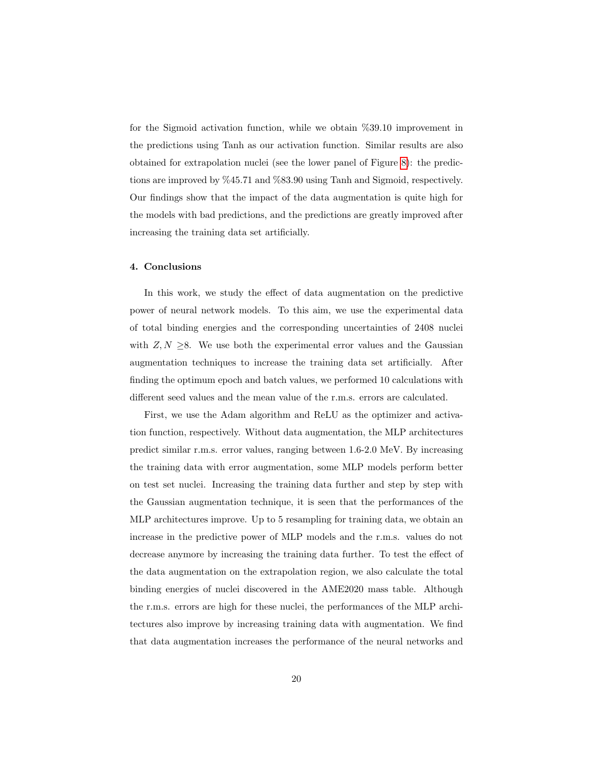for the Sigmoid activation function, while we obtain %39.10 improvement in the predictions using Tanh as our activation function. Similar results are also obtained for extrapolation nuclei (see the lower panel of Figure 8): the predictions are improved by %45.71 and %83.90 using Tanh and Sigmoid, respectively. Our findings show that the impact of the data augmentation is quite high for the models with bad predictions, and the predictions are greatly improved after increasing the training data set artificially.

### 4. Conclusions

In this work, we study the effect of data augmentation on the predictive power of neural network models. To this aim, we use the experimental data of total binding energies and the corresponding uncertainties of 2408 nuclei with $Z, N \geq 8$. We use both the experimental error values and the Gaussian augmentation techniques to increase the training data set artificially. After finding the optimum epoch and batch values, we performed 10 calculations with different seed values and the mean value of the r.m.s. errors are calculated.

First, we use the Adam algorithm and ReLU as the optimizer and activation function, respectively. Without data augmentation, the MLP architectures predict similar r.m.s. error values, ranging between 1.6-2.0 MeV. By increasing the training data with error augmentation, some MLP models perform better on test set nuclei. Increasing the training data further and step by step with the Gaussian augmentation technique, it is seen that the performances of the MLP architectures improve. Up to 5 resampling for training data, we obtain an increase in the predictive power of MLP models and the r.m.s. values do not decrease anymore by increasing the training data further. To test the effect of the data augmentation on the extrapolation region, we also calculate the total binding energies of nuclei discovered in the AME2020 mass table. Although the r.m.s. errors are high for these nuclei, the performances of the MLP architectures also improve by increasing training data with augmentation. We find that data augmentation increases the performance of the neural networks and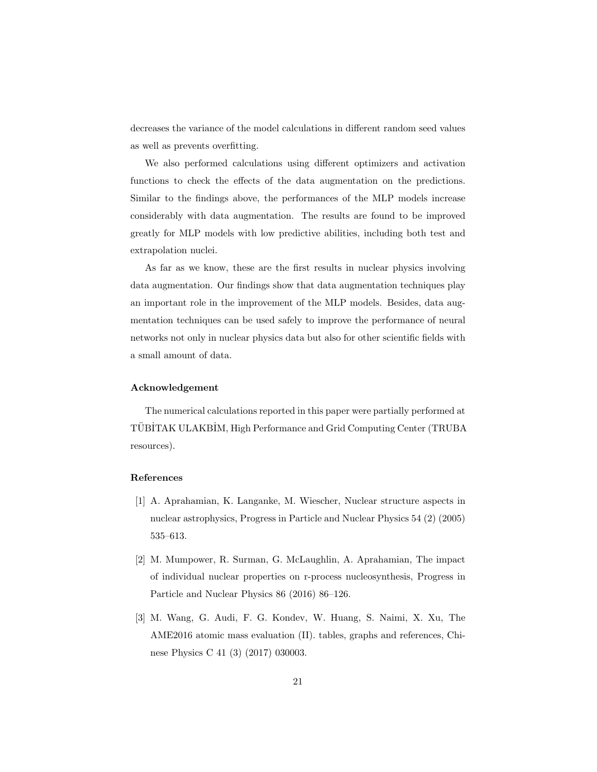decreases the variance of the model calculations in different random seed values as well as prevents overfitting.

We also performed calculations using different optimizers and activation functions to check the effects of the data augmentation on the predictions. Similar to the findings above, the performances of the MLP models increase considerably with data augmentation. The results are found to be improved greatly for MLP models with low predictive abilities, including both test and extrapolation nuclei.

As far as we know, these are the first results in nuclear physics involving data augmentation. Our findings show that data augmentation techniques play an important role in the improvement of the MLP models. Besides, data augmentation techniques can be used safely to improve the performance of neural networks not only in nuclear physics data but also for other scientific fields with a small amount of data.

### Acknowledgement

The numerical calculations reported in this paper were partially performed at TÜBİTAK ULAKBİM, High Performance and Grid Computing Center (TRUBA resources).

### References

[1] A. Aprahamian, K. Langanke, M. Wiescher, Nuclear structure aspects in nuclear astrophysics, Progress in Particle and Nuclear Physics 54 (2) (2005) 535–613.

[2] M. Mumpower, R. Surman, G. McLaughlin, A. Aprahamian, The impact of individual nuclear properties on r-process nucleosynthesis, Progress in Particle and Nuclear Physics 86 (2016) 86–126.

[3] M. Wang, G. Audi, F. G. Kondev, W. Huang, S. Naimi, X. Xu, The AME2016 atomic mass evaluation (II). tables, graphs and references, Chinese Physics C 41 (3) (2017) 030003.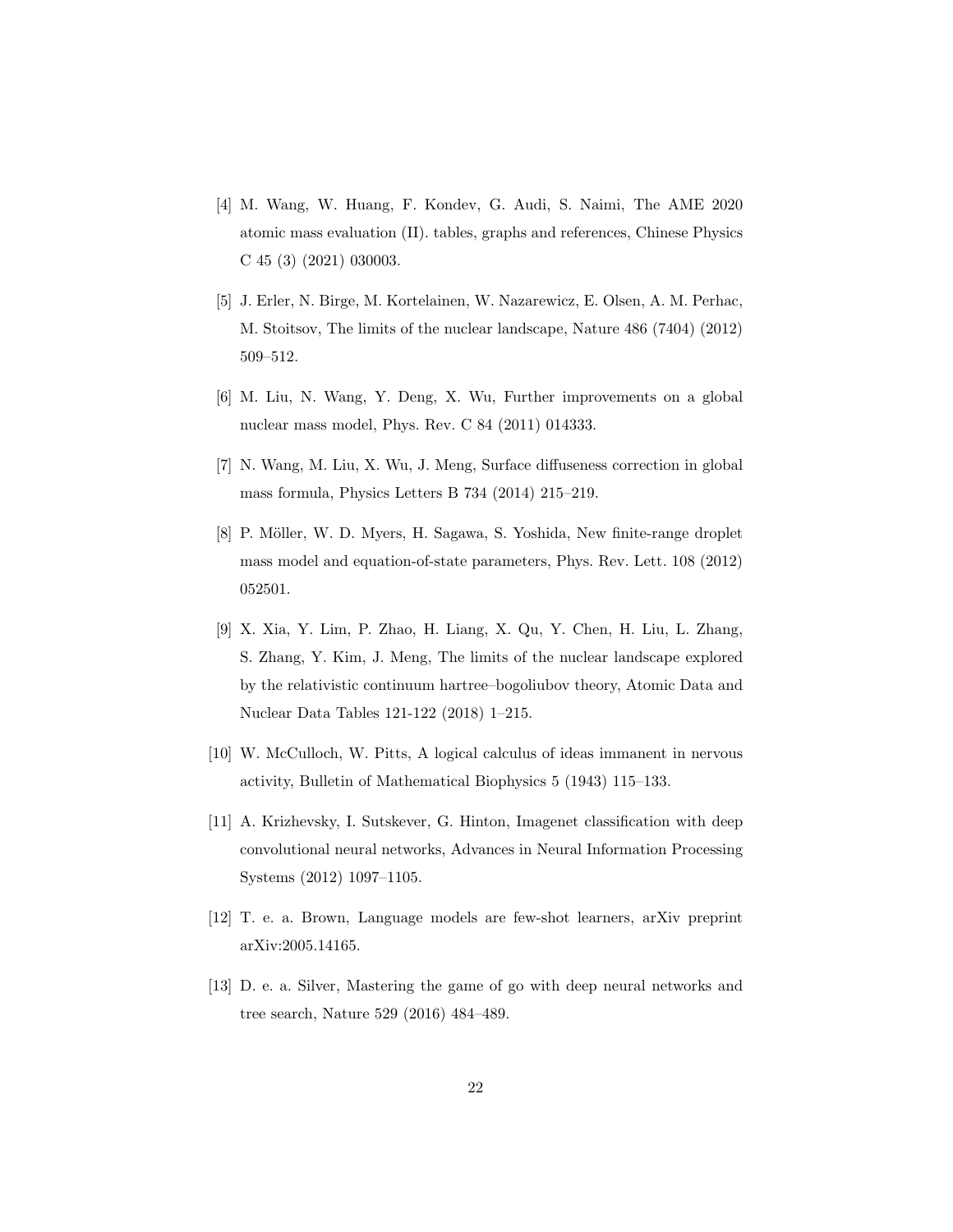[4] M. Wang, W. Huang, F. Kondev, G. Audi, S. Naimi, The AME 2020 atomic mass evaluation (II). tables, graphs and references, Chinese Physics C 45 (3) (2021) 030003.

[5] J. Erler, N. Birge, M. Kortelainen, W. Nazarewicz, E. Olsen, A. M. Perhac, M. Stoitsov, The limits of the nuclear landscape, Nature 486 (7404) (2012) 509–512.

[6] M. Liu, N. Wang, Y. Deng, X. Wu, Further improvements on a global nuclear mass model, Phys. Rev. C 84 (2011) 014333.

[7] N. Wang, M. Liu, X. Wu, J. Meng, Surface diffuseness correction in global mass formula, Physics Letters B 734 (2014) 215–219.

[8] P. Möller, W. D. Myers, H. Sagawa, S. Yoshida, New finite-range droplet mass model and equation-of-state parameters, Phys. Rev. Lett. 108 (2012) 052501.

[9] X. Xia, Y. Lim, P. Zhao, H. Liang, X. Qu, Y. Chen, H. Liu, L. Zhang, S. Zhang, Y. Kim, J. Meng, The limits of the nuclear landscape explored by the relativistic continuum hartree–bogoliubov theory, Atomic Data and Nuclear Data Tables 121-122 (2018) 1–215.

[10] W. McCulloch, W. Pitts, A logical calculus of ideas immanent in nervous activity, Bulletin of Mathematical Biophysics 5 (1943) 115–133.

[11] A. Krizhevsky, I. Sutskever, G. Hinton, Imagenet classification with deep convolutional neural networks, Advances in Neural Information Processing Systems (2012) 1097–1105.

[12] T. e. a. Brown, Language models are few-shot learners, arXiv preprint arXiv:2005.14165.

[13] D. e. a. Silver, Mastering the game of go with deep neural networks and tree search, Nature 529 (2016) 484–489.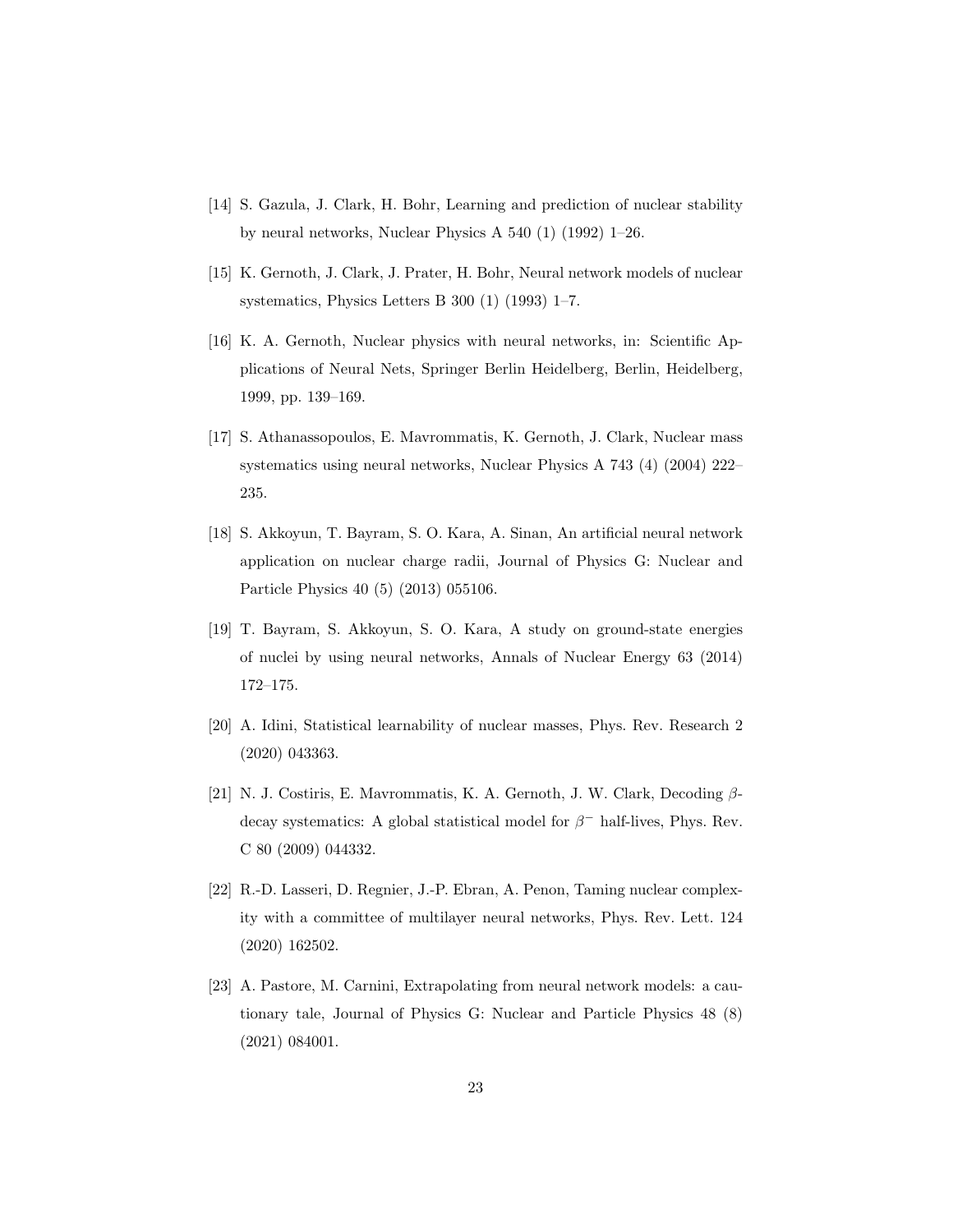[14] S. Gazula, J. Clark, H. Bohr, Learning and prediction of nuclear stability by neural networks, Nuclear Physics A 540 (1) (1992) 1–26.

[15] K. Gernoth, J. Clark, J. Prater, H. Bohr, Neural network models of nuclear systematics, Physics Letters B 300 (1) (1993) 1–7.

[16] K. A. Gernoth, Nuclear physics with neural networks, in: Scientific Applications of Neural Nets, Springer Berlin Heidelberg, Berlin, Heidelberg, 1999, pp. 139–169.

[17] S. Athanassopoulos, E. Mavrommatis, K. Gernoth, J. Clark, Nuclear mass systematics using neural networks, Nuclear Physics A 743 (4) (2004) 222–235.

[18] S. Akkoyun, T. Bayram, S. O. Kara, A. Sinan, An artificial neural network application on nuclear charge radii, Journal of Physics G: Nuclear and Particle Physics 40 (5) (2013) 055106.

[19] T. Bayram, S. Akkoyun, S. O. Kara, A study on ground-state energies of nuclei by using neural networks, Annals of Nuclear Energy 63 (2014) 172–175.

[20] A. Idini, Statistical learnability of nuclear masses, Phys. Rev. Research 2 (2020) 043363.

[21] N. J. Costiris, E. Mavrommatis, K. A. Gernoth, J. W. Clark, Decoding $\beta$-decay systematics: A global statistical model for $\beta^-$ half-lives, Phys. Rev. C 80 (2009) 044332.

[22] R.-D. Lasseri, D. Regnier, J.-P. Ebran, A. Penon, Taming nuclear complexity with a committee of multilayer neural networks, Phys. Rev. Lett. 124 (2020) 162502.

[23] A. Pastore, M. Carnini, Extrapolating from neural network models: a cautionary tale, Journal of Physics G: Nuclear and Particle Physics 48 (8) (2021) 084001.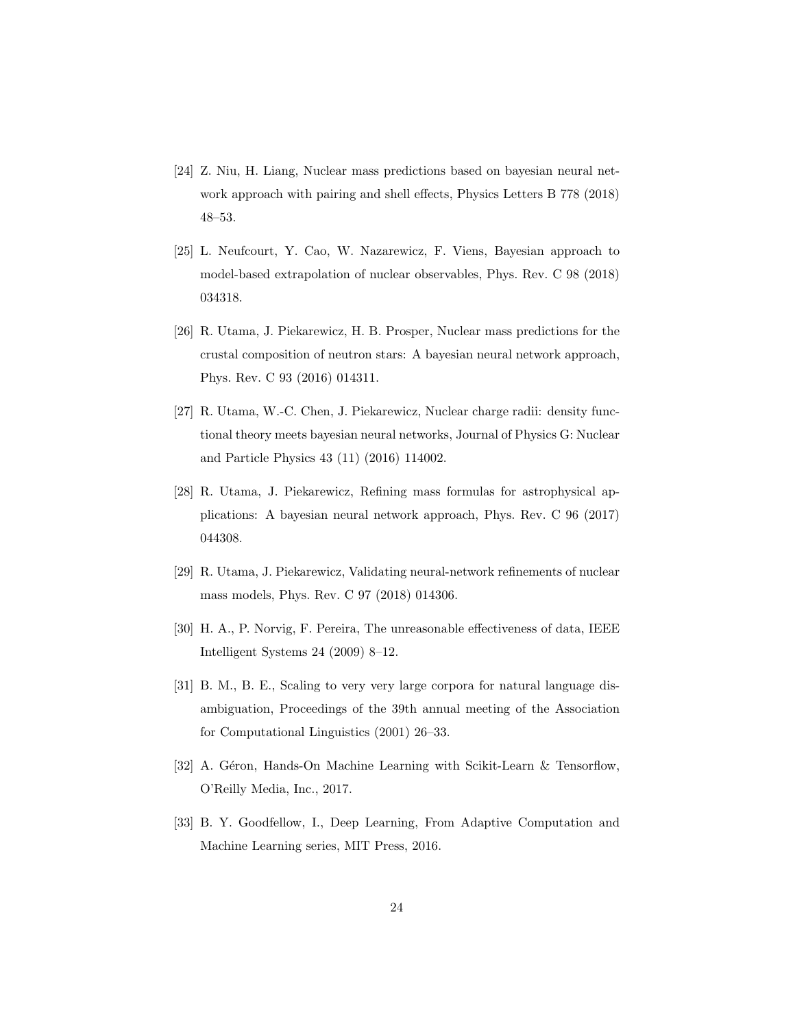[24] Z. Niu, H. Liang, Nuclear mass predictions based on bayesian neural network approach with pairing and shell effects, Physics Letters B 778 (2018) 48–53.

[25] L. Neufcourt, Y. Cao, W. Nazarewicz, F. Viens, Bayesian approach to model-based extrapolation of nuclear observables, Phys. Rev. C 98 (2018) 034318.

[26] R. Utama, J. Piekarewicz, H. B. Prosper, Nuclear mass predictions for the crustal composition of neutron stars: A bayesian neural network approach, Phys. Rev. C 93 (2016) 014311.

[27] R. Utama, W.-C. Chen, J. Piekarewicz, Nuclear charge radii: density functional theory meets bayesian neural networks, Journal of Physics G: Nuclear and Particle Physics 43 (11) (2016) 114002.

[28] R. Utama, J. Piekarewicz, Refining mass formulas for astrophysical applications: A bayesian neural network approach, Phys. Rev. C 96 (2017) 044308.

[29] R. Utama, J. Piekarewicz, Validating neural-network refinements of nuclear mass models, Phys. Rev. C 97 (2018) 014306.

[30] H. A., P. Norvig, F. Pereira, The unreasonable effectiveness of data, IEEE Intelligent Systems 24 (2009) 8–12.

[31] B. M., B. E., Scaling to very very large corpora for natural language disambiguation, Proceedings of the 39th annual meeting of the Association for Computational Linguistics (2001) 26–33.

[32] A. Géron, Hands-On Machine Learning with Scikit-Learn & Tensorflow, O'Reilly Media, Inc., 2017.

[33] B. Y. Goodfellow, I., Deep Learning, From Adaptive Computation and Machine Learning series, MIT Press, 2016.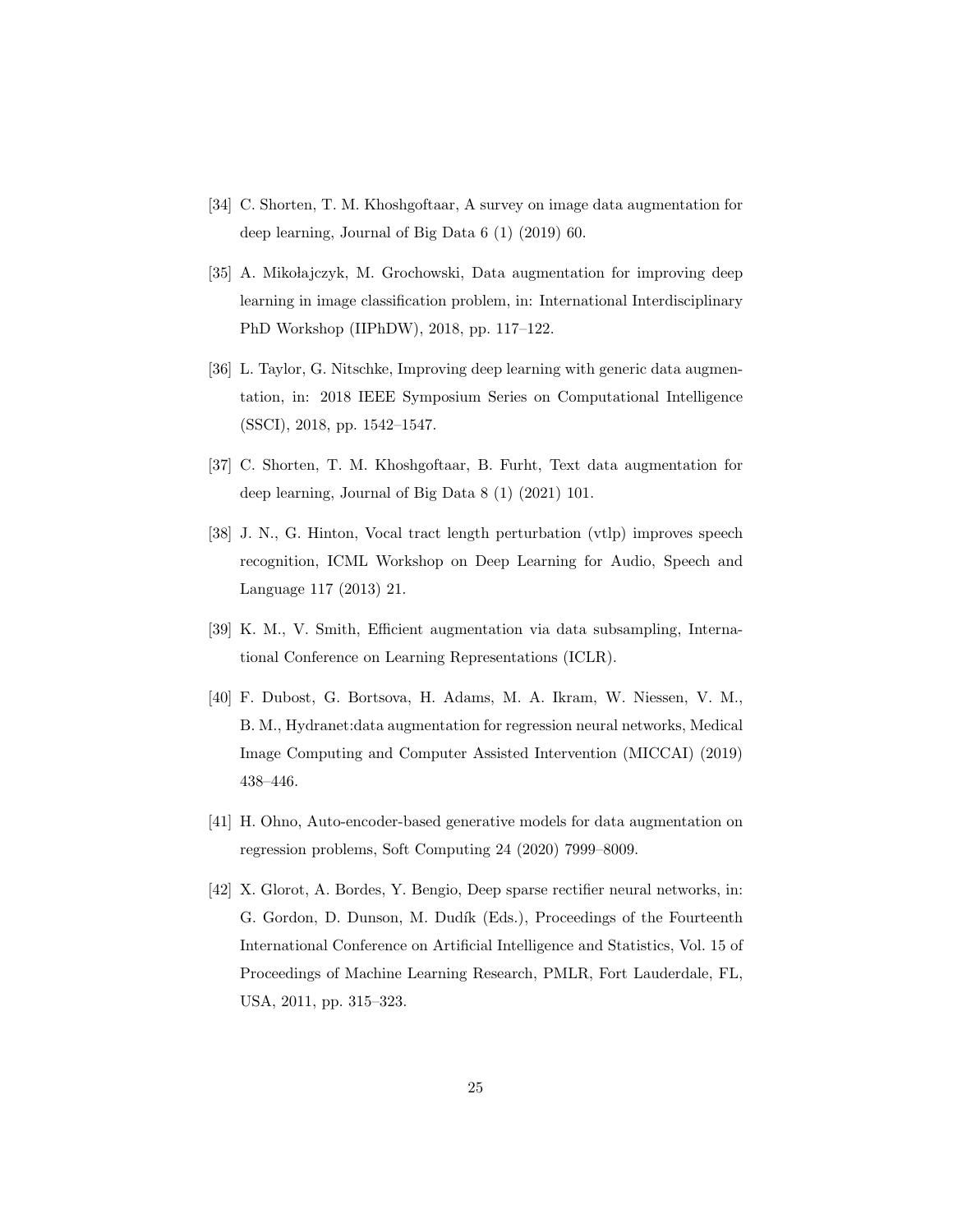[34] C. Shorten, T. M. Khoshgoftaar, A survey on image data augmentation for deep learning, Journal of Big Data 6 (1) (2019) 60.

[35] A. Mikołajczyk, M. Grochowski, Data augmentation for improving deep learning in image classification problem, in: International Interdisciplinary PhD Workshop (IIPhDW), 2018, pp. 117–122.

[36] L. Taylor, G. Nitschke, Improving deep learning with generic data augmentation, in: 2018 IEEE Symposium Series on Computational Intelligence (SSCI), 2018, pp. 1542–1547.

[37] C. Shorten, T. M. Khoshgoftaar, B. Furht, Text data augmentation for deep learning, Journal of Big Data 8 (1) (2021) 101.

[38] J. N., G. Hinton, Vocal tract length perturbation (vtlp) improves speech recognition, ICML Workshop on Deep Learning for Audio, Speech and Language 117 (2013) 21.

[39] K. M., V. Smith, Efficient augmentation via data subsampling, International Conference on Learning Representations (ICLR).

[40] F. Dubost, G. Bortsova, H. Adams, M. A. Ikram, W. Niessen, V. M., B. M., Hydranet:data augmentation for regression neural networks, Medical Image Computing and Computer Assisted Intervention (MICCAI) (2019) 438–446.

[41] H. Ohno, Auto-encoder-based generative models for data augmentation on regression problems, Soft Computing 24 (2020) 7999–8009.

[42] X. Glorot, A. Bordes, Y. Bengio, Deep sparse rectifier neural networks, in: G. Gordon, D. Dunson, M. Dudík (Eds.), Proceedings of the Fourteenth International Conference on Artificial Intelligence and Statistics, Vol. 15 of Proceedings of Machine Learning Research, PMLR, Fort Lauderdale, FL, USA, 2011, pp. 315–323.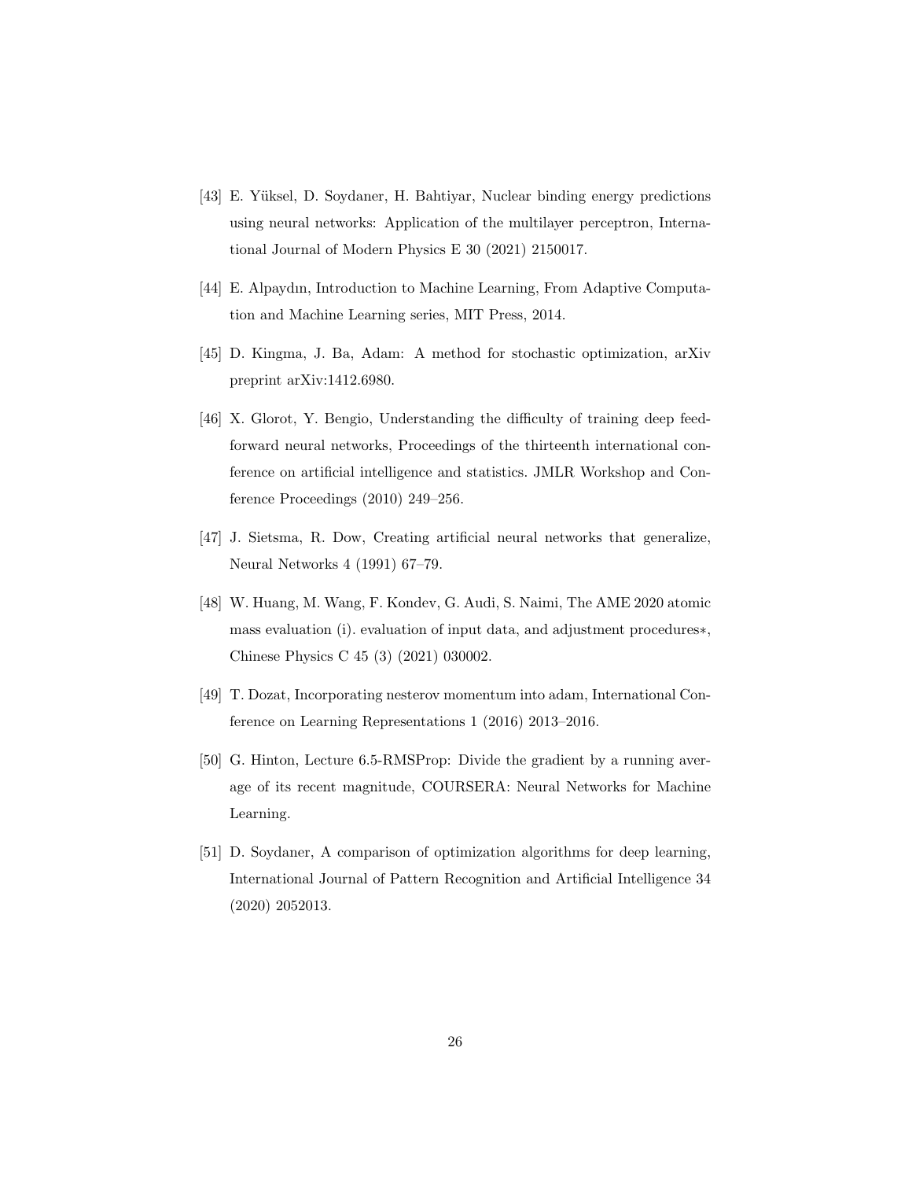[43] E. Yüksel, D. Soydaner, H. Bahtiyar, Nuclear binding energy predictions using neural networks: Application of the multilayer perceptron, International Journal of Modern Physics E 30 (2021) 2150017.

[44] E. Alpaydın, Introduction to Machine Learning, From Adaptive Computation and Machine Learning series, MIT Press, 2014.

[45] D. Kingma, J. Ba, Adam: A method for stochastic optimization, arXiv preprint arXiv:1412.6980.

[46] X. Glorot, Y. Bengio, Understanding the difficulty of training deep feedforward neural networks, Proceedings of the thirteenth international conference on artificial intelligence and statistics. JMLR Workshop and Conference Proceedings (2010) 249–256.

[47] J. Sietsma, R. Dow, Creating artificial neural networks that generalize, Neural Networks 4 (1991) 67–79.

[48] W. Huang, M. Wang, F. Kondev, G. Audi, S. Naimi, The AME 2020 atomic mass evaluation (i). evaluation of input data, and adjustment procedures∗, Chinese Physics C 45 (3) (2021) 030002.

[49] T. Dozat, Incorporating nesterov momentum into adam, International Conference on Learning Representations 1 (2016) 2013–2016.

[50] G. Hinton, Lecture 6.5-RMSProp: Divide the gradient by a running average of its recent magnitude, COURSERA: Neural Networks for Machine Learning.

[51] D. Soydaner, A comparison of optimization algorithms for deep learning, International Journal of Pattern Recognition and Artificial Intelligence 34 (2020) 2052013.